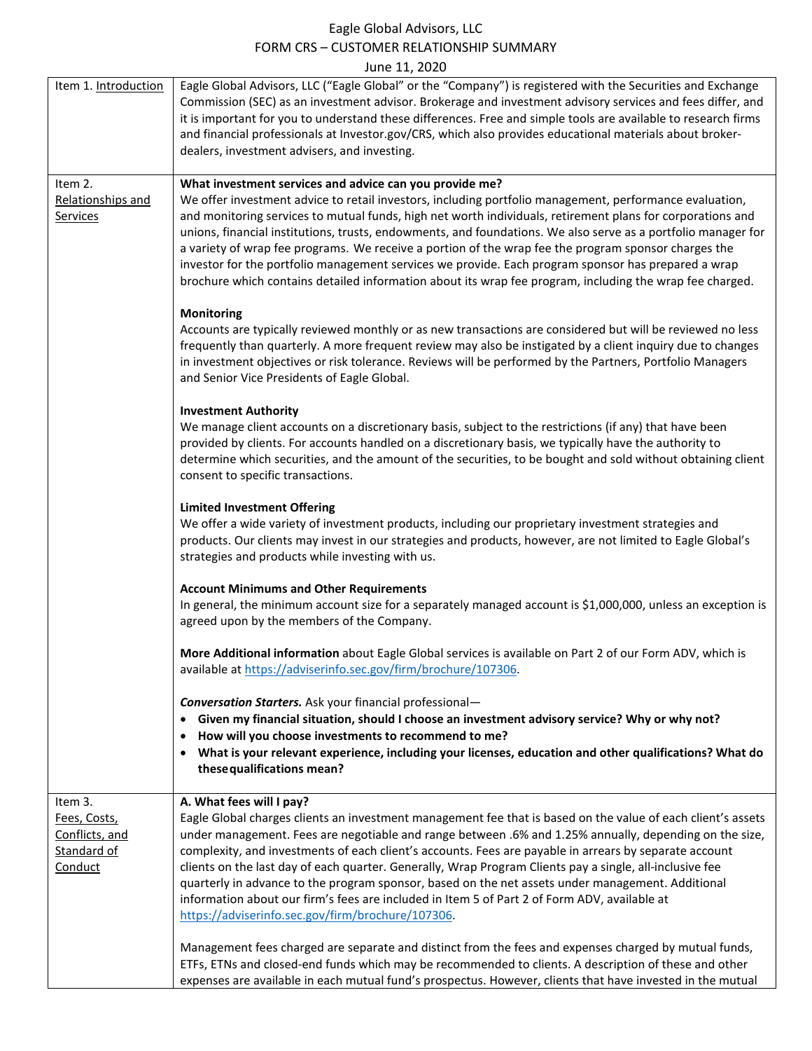# Eagle Global Advisors, LLC

## FORM CRS – CUSTOMER RELATIONSHIP SUMMARY

June 11, 2020

| | |
|---|---|
| Item 1. Introduction | Eagle Global Advisors, LLC ("Eagle Global" or the "Company") is registered with the Securities and Exchange Commission (SEC) as an investment advisor. Brokerage and investment advisory services and fees differ, and it is important for you to understand these differences. Free and simple tools are available to research firms and financial professionals at Investor.gov/CRS, which also provides educational materials about broker-dealers, investment advisers, and investing. |
| Item 2. Relationships and Services | **What investment services and advice can you provide me?**<br>We offer investment advice to retail investors, including portfolio management, performance evaluation, and monitoring services to mutual funds, high net worth individuals, retirement plans for corporations and unions, financial institutions, trusts, endowments, and foundations. We also serve as a portfolio manager for a variety of wrap fee programs. We receive a portion of the wrap fee the program sponsor charges the investor for the portfolio management services we provide. Each program sponsor has prepared a wrap brochure which contains detailed information about its wrap fee program, including the wrap fee charged.<br><br>**Monitoring**<br>Accounts are typically reviewed monthly or as new transactions are considered but will be reviewed no less frequently than quarterly. A more frequent review may also be instigated by a client inquiry due to changes in investment objectives or risk tolerance. Reviews will be performed by the Partners, Portfolio Managers and Senior Vice Presidents of Eagle Global.<br><br>**Investment Authority**<br>We manage client accounts on a discretionary basis, subject to the restrictions (if any) that have been provided by clients. For accounts handled on a discretionary basis, we typically have the authority to determine which securities, and the amount of the securities, to be bought and sold without obtaining client consent to specific transactions.<br><br>**Limited Investment Offering**<br>We offer a wide variety of investment products, including our proprietary investment strategies and products. Our clients may invest in our strategies and products, however, are not limited to Eagle Global's strategies and products while investing with us.<br><br>**Account Minimums and Other Requirements**<br>In general, the minimum account size for a separately managed account is $1,000,000, unless an exception is agreed upon by the members of the Company.<br><br>**More Additional information** about Eagle Global services is available on Part 2 of our Form ADV, which is available at https://adviserinfo.sec.gov/firm/brochure/107306.<br><br>***Conversation Starters.*** Ask your financial professional—<br>• **Given my financial situation, should I choose an investment advisory service? Why or why not?**<br>• **How will you choose investments to recommend to me?**<br>• **What is your relevant experience, including your licenses, education and other qualifications? What do these qualifications mean?** |
| Item 3. Fees, Costs, Conflicts, and Standard of Conduct | **A. What fees will I pay?**<br>Eagle Global charges clients an investment management fee that is based on the value of each client's assets under management. Fees are negotiable and range between .6% and 1.25% annually, depending on the size, complexity, and investments of each client's accounts. Fees are payable in arrears by separate account clients on the last day of each quarter. Generally, Wrap Program Clients pay a single, all-inclusive fee quarterly in advance to the program sponsor, based on the net assets under management. Additional information about our firm's fees are included in Item 5 of Part 2 of Form ADV, available at https://adviserinfo.sec.gov/firm/brochure/107306.<br><br>Management fees charged are separate and distinct from the fees and expenses charged by mutual funds, ETFs, ETNs and closed-end funds which may be recommended to clients. A description of these and other expenses are available in each mutual fund's prospectus. However, clients that have invested in the mutual |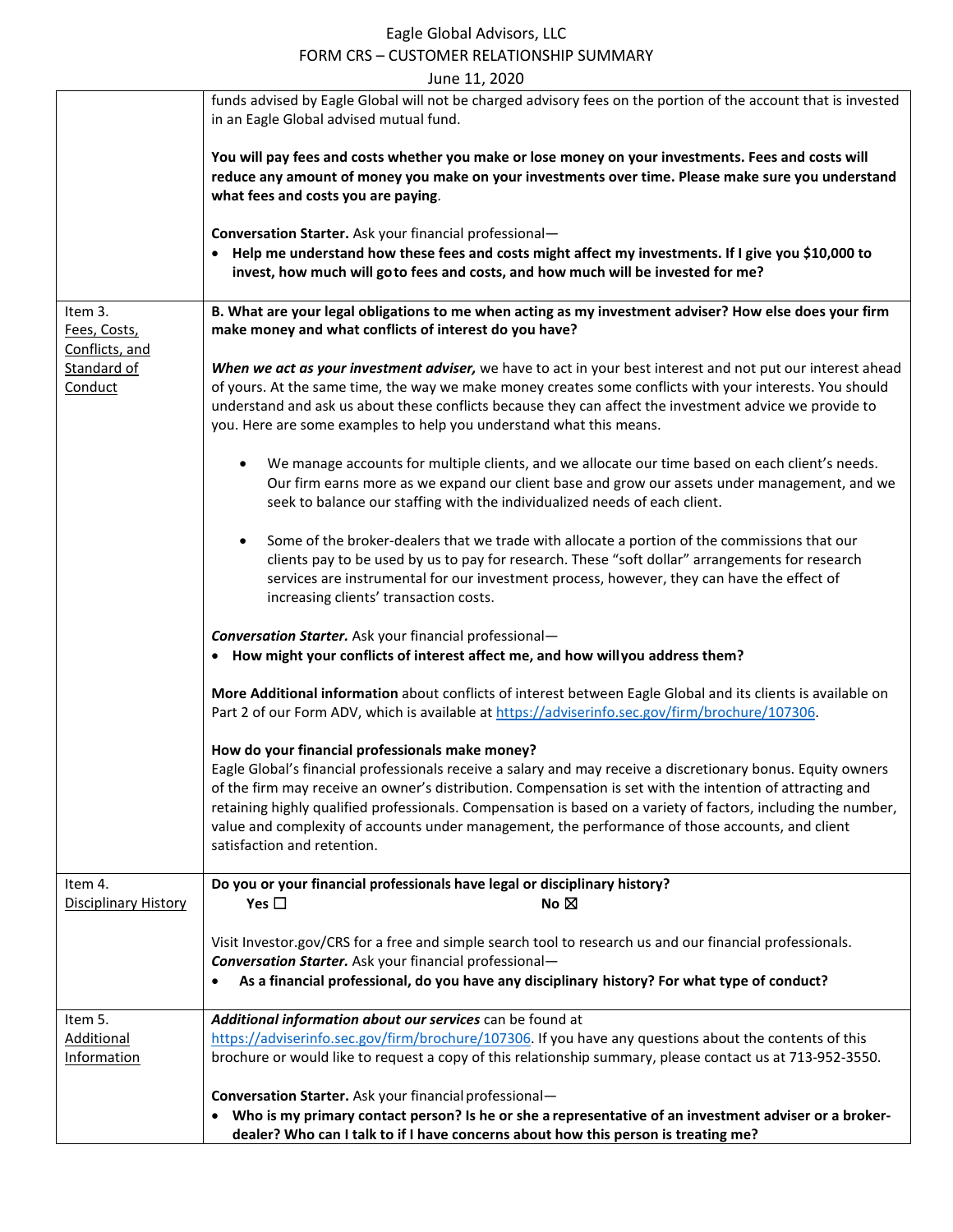| | |
|---|---|
| | funds advised by Eagle Global will not be charged advisory fees on the portion of the account that is invested in an Eagle Global advised mutual fund.<br><br>**You will pay fees and costs whether you make or lose money on your investments. Fees and costs will reduce any amount of money you make on your investments over time. Please make sure you understand what fees and costs you are paying**.<br><br>**Conversation Starter.** Ask your financial professional—<br>• **Help me understand how these fees and costs might affect my investments. If I give you $10,000 to invest, how much will go to fees and costs, and how much will be invested for me?** |
| Item 3.<br>Fees, Costs, Conflicts, and Standard of Conduct | **B. What are your legal obligations to me when acting as my investment adviser? How else does your firm make money and what conflicts of interest do you have?**<br><br>***When we act as your investment adviser,*** we have to act in your best interest and not put our interest ahead of yours. At the same time, the way we make money creates some conflicts with your interests. You should understand and ask us about these conflicts because they can affect the investment advice we provide to you. Here are some examples to help you understand what this means.<br><br>• We manage accounts for multiple clients, and we allocate our time based on each client's needs. Our firm earns more as we expand our client base and grow our assets under management, and we seek to balance our staffing with the individualized needs of each client.<br><br>• Some of the broker-dealers that we trade with allocate a portion of the commissions that our clients pay to be used by us to pay for research. These "soft dollar" arrangements for research services are instrumental for our investment process, however, they can have the effect of increasing clients' transaction costs.<br><br>***Conversation Starter.*** Ask your financial professional—<br>• **How might your conflicts of interest affect me, and how will you address them?**<br><br>**More Additional information** about conflicts of interest between Eagle Global and its clients is available on Part 2 of our Form ADV, which is available at https://adviserinfo.sec.gov/firm/brochure/107306.<br><br>**How do your financial professionals make money?**<br>Eagle Global's financial professionals receive a salary and may receive a discretionary bonus. Equity owners of the firm may receive an owner's distribution. Compensation is set with the intention of attracting and retaining highly qualified professionals. Compensation is based on a variety of factors, including the number, value and complexity of accounts under management, the performance of those accounts, and client satisfaction and retention. |
| Item 4.<br>Disciplinary History | **Do you or your financial professionals have legal or disciplinary history?**<br>**Yes** ☐ **No** ☒<br><br>Visit Investor.gov/CRS for a free and simple search tool to research us and our financial professionals.<br>***Conversation Starter.*** Ask your financial professional—<br>• **As a financial professional, do you have any disciplinary history? For what type of conduct?** |
| Item 5.<br>Additional Information | ***Additional information about our services*** can be found at https://adviserinfo.sec.gov/firm/brochure/107306. If you have any questions about the contents of this brochure or would like to request a copy of this relationship summary, please contact us at 713-952-3550.<br><br>**Conversation Starter.** Ask your financial professional—<br>• **Who is my primary contact person? Is he or she a representative of an investment adviser or a broker-dealer? Who can I talk to if I have concerns about how this person is treating me?** |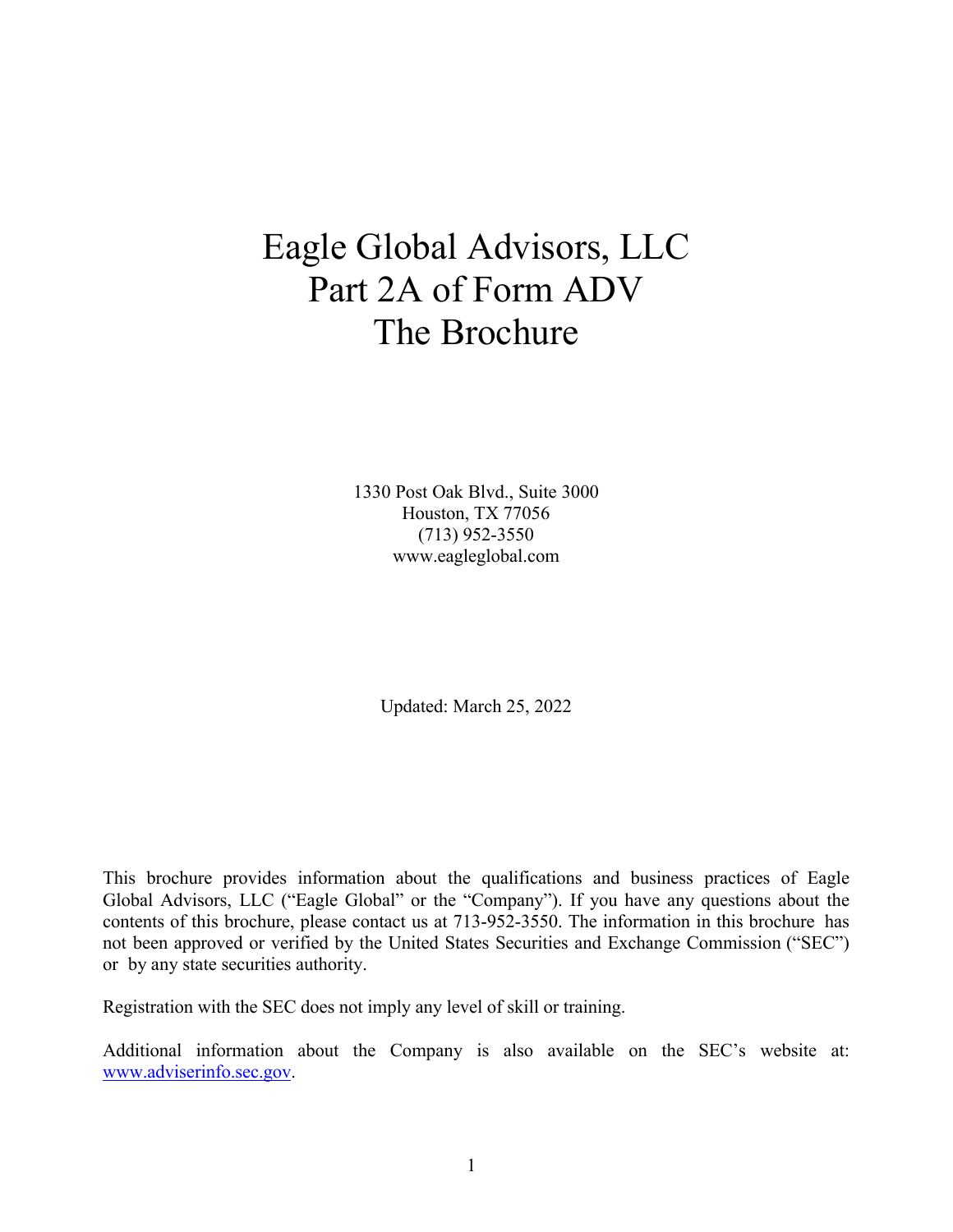# Eagle Global Advisors, LLC
# Part 2A of Form ADV
# The Brochure

1330 Post Oak Blvd., Suite 3000
Houston, TX 77056
(713) 952-3550
www.eagleglobal.com

Updated: March 25, 2022

This brochure provides information about the qualifications and business practices of Eagle Global Advisors, LLC ("Eagle Global" or the "Company"). If you have any questions about the contents of this brochure, please contact us at 713-952-3550. The information in this brochure has not been approved or verified by the United States Securities and Exchange Commission ("SEC") or by any state securities authority.

Registration with the SEC does not imply any level of skill or training.

Additional information about the Company is also available on the SEC's website at: www.adviserinfo.sec.gov.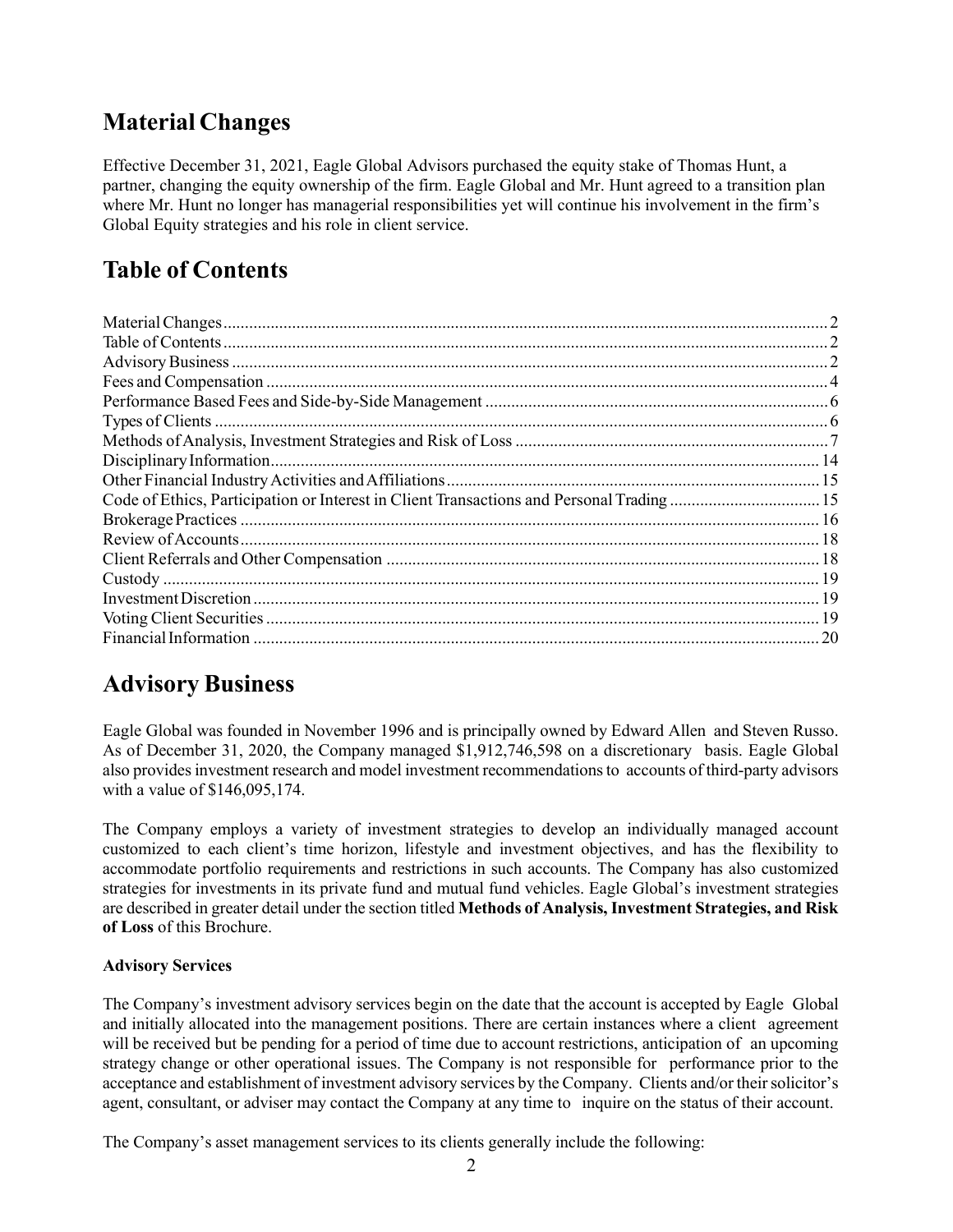## Material Changes

Effective December 31, 2021, Eagle Global Advisors purchased the equity stake of Thomas Hunt, a partner, changing the equity ownership of the firm. Eagle Global and Mr. Hunt agreed to a transition plan where Mr. Hunt no longer has managerial responsibilities yet will continue his involvement in the firm's Global Equity strategies and his role in client service.

## Table of Contents

| Section | Page |
|---|---|
| Material Changes | 2 |
| Table of Contents | 2 |
| Advisory Business | 2 |
| Fees and Compensation | 4 |
| Performance Based Fees and Side-by-Side Management | 6 |
| Types of Clients | 6 |
| Methods of Analysis, Investment Strategies and Risk of Loss | 7 |
| Disciplinary Information | 14 |
| Other Financial Industry Activities and Affiliations | 15 |
| Code of Ethics, Participation or Interest in Client Transactions and Personal Trading | 15 |
| Brokerage Practices | 16 |
| Review of Accounts | 18 |
| Client Referrals and Other Compensation | 18 |
| Custody | 19 |
| Investment Discretion | 19 |
| Voting Client Securities | 19 |
| Financial Information | 20 |

## Advisory Business

Eagle Global was founded in November 1996 and is principally owned by Edward Allen and Steven Russo. As of December 31, 2020, the Company managed $1,912,746,598 on a discretionary basis. Eagle Global also provides investment research and model investment recommendations to accounts of third-party advisors with a value of $146,095,174.

The Company employs a variety of investment strategies to develop an individually managed account customized to each client's time horizon, lifestyle and investment objectives, and has the flexibility to accommodate portfolio requirements and restrictions in such accounts. The Company has also customized strategies for investments in its private fund and mutual fund vehicles. Eagle Global's investment strategies are described in greater detail under the section titled **Methods of Analysis, Investment Strategies, and Risk of Loss** of this Brochure.

**Advisory Services**

The Company's investment advisory services begin on the date that the account is accepted by Eagle Global and initially allocated into the management positions. There are certain instances where a client agreement will be received but be pending for a period of time due to account restrictions, anticipation of an upcoming strategy change or other operational issues. The Company is not responsible for performance prior to the acceptance and establishment of investment advisory services by the Company. Clients and/or their solicitor's agent, consultant, or adviser may contact the Company at any time to inquire on the status of their account.

The Company's asset management services to its clients generally include the following: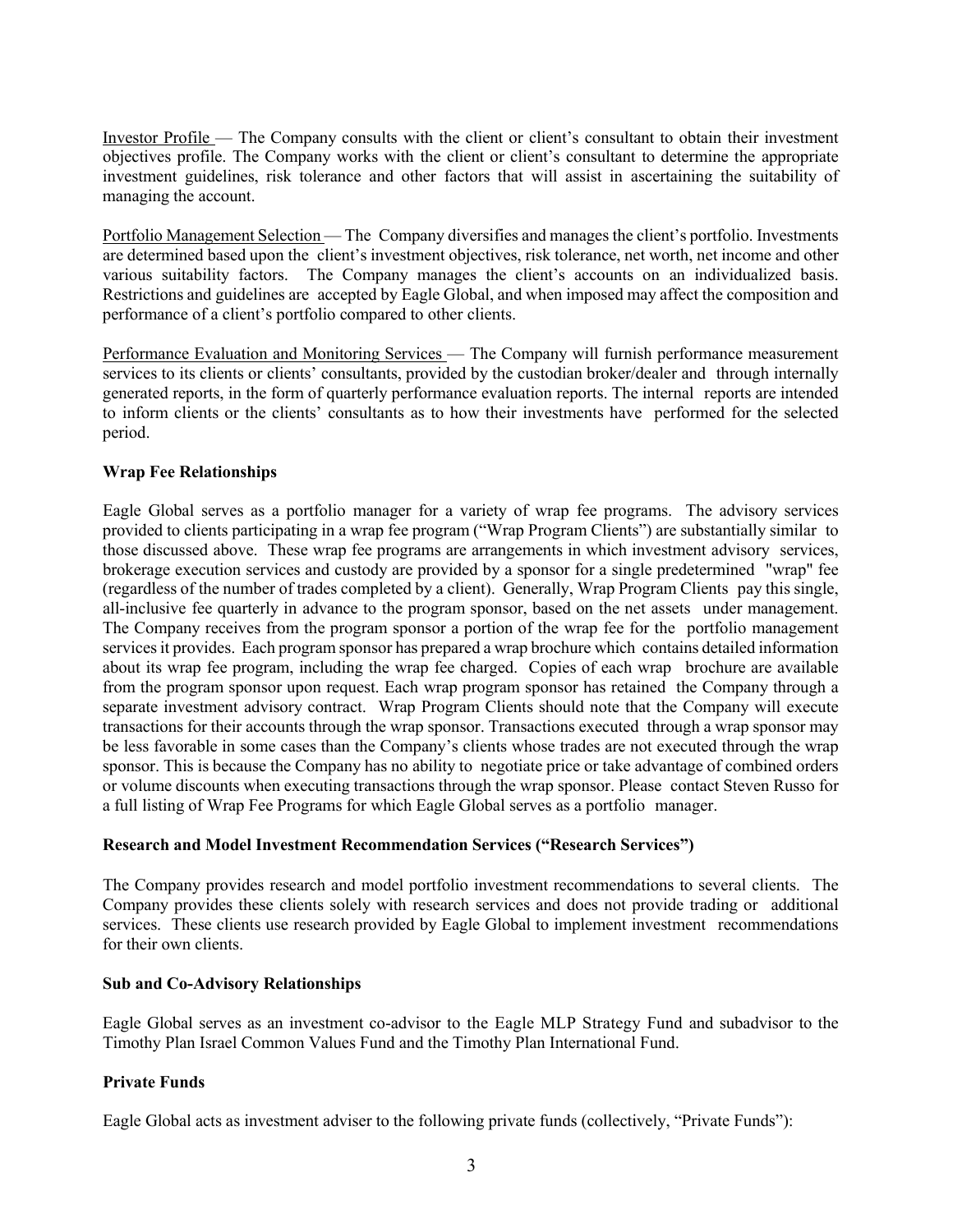Investor Profile — The Company consults with the client or client's consultant to obtain their investment objectives profile. The Company works with the client or client's consultant to determine the appropriate investment guidelines, risk tolerance and other factors that will assist in ascertaining the suitability of managing the account.

Portfolio Management Selection — The Company diversifies and manages the client's portfolio. Investments are determined based upon the client's investment objectives, risk tolerance, net worth, net income and other various suitability factors. The Company manages the client's accounts on an individualized basis. Restrictions and guidelines are accepted by Eagle Global, and when imposed may affect the composition and performance of a client's portfolio compared to other clients.

Performance Evaluation and Monitoring Services — The Company will furnish performance measurement services to its clients or clients' consultants, provided by the custodian broker/dealer and through internally generated reports, in the form of quarterly performance evaluation reports. The internal reports are intended to inform clients or the clients' consultants as to how their investments have performed for the selected period.

**Wrap Fee Relationships**

Eagle Global serves as a portfolio manager for a variety of wrap fee programs. The advisory services provided to clients participating in a wrap fee program ("Wrap Program Clients") are substantially similar to those discussed above. These wrap fee programs are arrangements in which investment advisory services, brokerage execution services and custody are provided by a sponsor for a single predetermined "wrap" fee (regardless of the number of trades completed by a client). Generally, Wrap Program Clients pay this single, all-inclusive fee quarterly in advance to the program sponsor, based on the net assets under management. The Company receives from the program sponsor a portion of the wrap fee for the portfolio management services it provides. Each program sponsor has prepared a wrap brochure which contains detailed information about its wrap fee program, including the wrap fee charged. Copies of each wrap brochure are available from the program sponsor upon request. Each wrap program sponsor has retained the Company through a separate investment advisory contract. Wrap Program Clients should note that the Company will execute transactions for their accounts through the wrap sponsor. Transactions executed through a wrap sponsor may be less favorable in some cases than the Company's clients whose trades are not executed through the wrap sponsor. This is because the Company has no ability to negotiate price or take advantage of combined orders or volume discounts when executing transactions through the wrap sponsor. Please contact Steven Russo for a full listing of Wrap Fee Programs for which Eagle Global serves as a portfolio manager.

**Research and Model Investment Recommendation Services ("Research Services")**

The Company provides research and model portfolio investment recommendations to several clients. The Company provides these clients solely with research services and does not provide trading or additional services. These clients use research provided by Eagle Global to implement investment recommendations for their own clients.

**Sub and Co-Advisory Relationships**

Eagle Global serves as an investment co-advisor to the Eagle MLP Strategy Fund and subadvisor to the Timothy Plan Israel Common Values Fund and the Timothy Plan International Fund.

**Private Funds**

Eagle Global acts as investment adviser to the following private funds (collectively, "Private Funds"):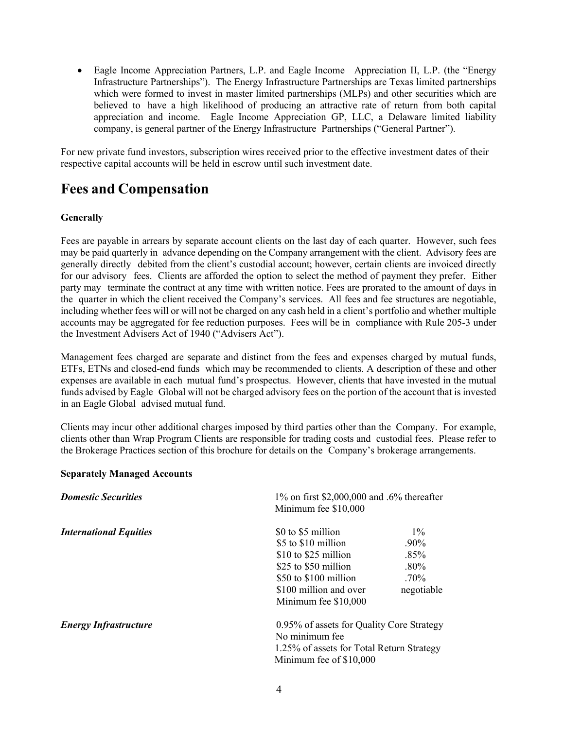- Eagle Income Appreciation Partners, L.P. and Eagle Income Appreciation II, L.P. (the "Energy Infrastructure Partnerships"). The Energy Infrastructure Partnerships are Texas limited partnerships which were formed to invest in master limited partnerships (MLPs) and other securities which are believed to have a high likelihood of producing an attractive rate of return from both capital appreciation and income. Eagle Income Appreciation GP, LLC, a Delaware limited liability company, is general partner of the Energy Infrastructure Partnerships ("General Partner").

For new private fund investors, subscription wires received prior to the effective investment dates of their respective capital accounts will be held in escrow until such investment date.

# Fees and Compensation

**Generally**

Fees are payable in arrears by separate account clients on the last day of each quarter. However, such fees may be paid quarterly in advance depending on the Company arrangement with the client. Advisory fees are generally directly debited from the client's custodial account; however, certain clients are invoiced directly for our advisory fees. Clients are afforded the option to select the method of payment they prefer. Either party may terminate the contract at any time with written notice. Fees are prorated to the amount of days in the quarter in which the client received the Company's services. All fees and fee structures are negotiable, including whether fees will or will not be charged on any cash held in a client's portfolio and whether multiple accounts may be aggregated for fee reduction purposes. Fees will be in compliance with Rule 205-3 under the Investment Advisers Act of 1940 ("Advisers Act").

Management fees charged are separate and distinct from the fees and expenses charged by mutual funds, ETFs, ETNs and closed-end funds which may be recommended to clients. A description of these and other expenses are available in each mutual fund's prospectus. However, clients that have invested in the mutual funds advised by Eagle Global will not be charged advisory fees on the portion of the account that is invested in an Eagle Global advised mutual fund.

Clients may incur other additional charges imposed by third parties other than the Company. For example, clients other than Wrap Program Clients are responsible for trading costs and custodial fees. Please refer to the Brokerage Practices section of this brochure for details on the Company's brokerage arrangements.

**Separately Managed Accounts**

***Domestic Securities***

1% on first $2,000,000 and .6% thereafter
Minimum fee $10,000

***International Equities***

| | |
|---|---|
| $0 to $5 million | 1% |
| $5 to $10 million | .90% |
| $10 to $25 million | .85% |
| $25 to $50 million | .80% |
| $50 to $100 million | .70% |
| $100 million and over | negotiable |

Minimum fee $10,000

***Energy Infrastructure***

0.95% of assets for Quality Core Strategy
No minimum fee
1.25% of assets for Total Return Strategy
Minimum fee of $10,000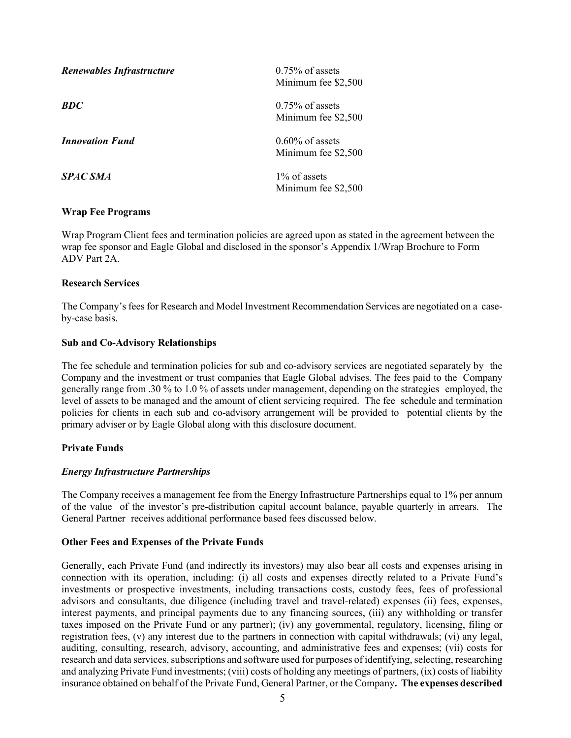| | |
|---|---|
| ***Renewables Infrastructure*** | 0.75% of assets<br>Minimum fee $2,500 |
| ***BDC*** | 0.75% of assets<br>Minimum fee $2,500 |
| ***Innovation Fund*** | 0.60% of assets<br>Minimum fee $2,500 |
| ***SPAC SMA*** | 1% of assets<br>Minimum fee $2,500 |

**Wrap Fee Programs**

Wrap Program Client fees and termination policies are agreed upon as stated in the agreement between the wrap fee sponsor and Eagle Global and disclosed in the sponsor's Appendix 1/Wrap Brochure to Form ADV Part 2A.

**Research Services**

The Company's fees for Research and Model Investment Recommendation Services are negotiated on a case-by-case basis.

**Sub and Co-Advisory Relationships**

The fee schedule and termination policies for sub and co-advisory services are negotiated separately by the Company and the investment or trust companies that Eagle Global advises. The fees paid to the Company generally range from .30 % to 1.0 % of assets under management, depending on the strategies employed, the level of assets to be managed and the amount of client servicing required. The fee schedule and termination policies for clients in each sub and co-advisory arrangement will be provided to potential clients by the primary adviser or by Eagle Global along with this disclosure document.

**Private Funds**

***Energy Infrastructure Partnerships***

The Company receives a management fee from the Energy Infrastructure Partnerships equal to 1% per annum of the value of the investor's pre-distribution capital account balance, payable quarterly in arrears. The General Partner receives additional performance based fees discussed below.

**Other Fees and Expenses of the Private Funds**

Generally, each Private Fund (and indirectly its investors) may also bear all costs and expenses arising in connection with its operation, including: (i) all costs and expenses directly related to a Private Fund's investments or prospective investments, including transactions costs, custody fees, fees of professional advisors and consultants, due diligence (including travel and travel-related) expenses (ii) fees, expenses, interest payments, and principal payments due to any financing sources, (iii) any withholding or transfer taxes imposed on the Private Fund or any partner); (iv) any governmental, regulatory, licensing, filing or registration fees, (v) any interest due to the partners in connection with capital withdrawals; (vi) any legal, auditing, consulting, research, advisory, accounting, and administrative fees and expenses; (vii) costs for research and data services, subscriptions and software used for purposes of identifying, selecting, researching and analyzing Private Fund investments; (viii) costs of holding any meetings of partners, (ix) costs of liability insurance obtained on behalf of the Private Fund, General Partner, or the Company**. The expenses described**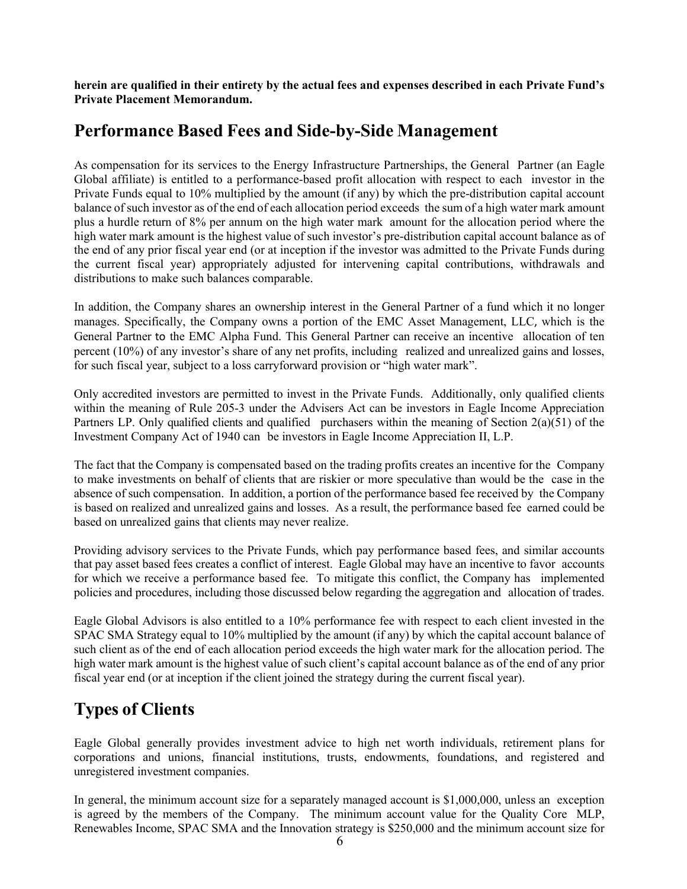**herein are qualified in their entirety by the actual fees and expenses described in each Private Fund's Private Placement Memorandum.**

## Performance Based Fees and Side-by-Side Management

As compensation for its services to the Energy Infrastructure Partnerships, the General Partner (an Eagle Global affiliate) is entitled to a performance-based profit allocation with respect to each investor in the Private Funds equal to 10% multiplied by the amount (if any) by which the pre-distribution capital account balance of such investor as of the end of each allocation period exceeds the sum of a high water mark amount plus a hurdle return of 8% per annum on the high water mark amount for the allocation period where the high water mark amount is the highest value of such investor's pre-distribution capital account balance as of the end of any prior fiscal year end (or at inception if the investor was admitted to the Private Funds during the current fiscal year) appropriately adjusted for intervening capital contributions, withdrawals and distributions to make such balances comparable.

In addition, the Company shares an ownership interest in the General Partner of a fund which it no longer manages. Specifically, the Company owns a portion of the EMC Asset Management, LLC, which is the General Partner to the EMC Alpha Fund. This General Partner can receive an incentive allocation of ten percent (10%) of any investor's share of any net profits, including realized and unrealized gains and losses, for such fiscal year, subject to a loss carryforward provision or "high water mark".

Only accredited investors are permitted to invest in the Private Funds. Additionally, only qualified clients within the meaning of Rule 205-3 under the Advisers Act can be investors in Eagle Income Appreciation Partners LP. Only qualified clients and qualified purchasers within the meaning of Section 2(a)(51) of the Investment Company Act of 1940 can be investors in Eagle Income Appreciation II, L.P.

The fact that the Company is compensated based on the trading profits creates an incentive for the Company to make investments on behalf of clients that are riskier or more speculative than would be the case in the absence of such compensation. In addition, a portion of the performance based fee received by the Company is based on realized and unrealized gains and losses. As a result, the performance based fee earned could be based on unrealized gains that clients may never realize.

Providing advisory services to the Private Funds, which pay performance based fees, and similar accounts that pay asset based fees creates a conflict of interest. Eagle Global may have an incentive to favor accounts for which we receive a performance based fee. To mitigate this conflict, the Company has implemented policies and procedures, including those discussed below regarding the aggregation and allocation of trades.

Eagle Global Advisors is also entitled to a 10% performance fee with respect to each client invested in the SPAC SMA Strategy equal to 10% multiplied by the amount (if any) by which the capital account balance of such client as of the end of each allocation period exceeds the high water mark for the allocation period. The high water mark amount is the highest value of such client's capital account balance as of the end of any prior fiscal year end (or at inception if the client joined the strategy during the current fiscal year).

## Types of Clients

Eagle Global generally provides investment advice to high net worth individuals, retirement plans for corporations and unions, financial institutions, trusts, endowments, foundations, and registered and unregistered investment companies.

In general, the minimum account size for a separately managed account is $1,000,000, unless an exception is agreed by the members of the Company. The minimum account value for the Quality Core MLP, Renewables Income, SPAC SMA and the Innovation strategy is $250,000 and the minimum account size for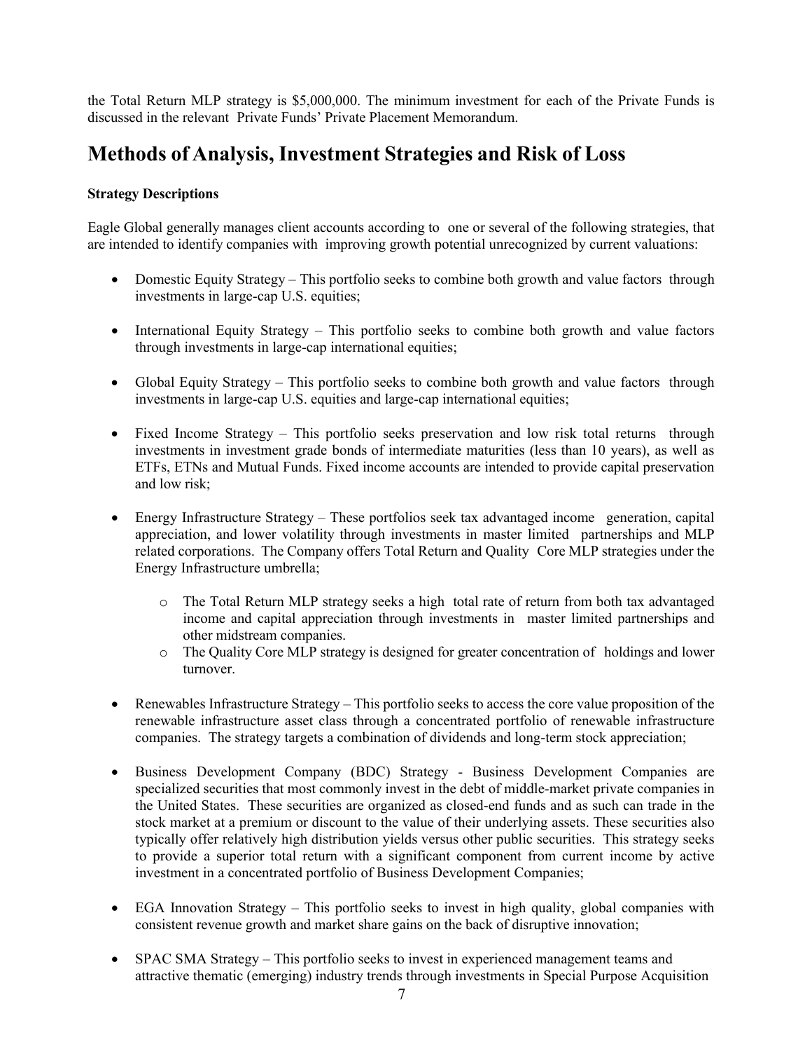the Total Return MLP strategy is $5,000,000. The minimum investment for each of the Private Funds is discussed in the relevant Private Funds' Private Placement Memorandum.

## Methods of Analysis, Investment Strategies and Risk of Loss

**Strategy Descriptions**

Eagle Global generally manages client accounts according to one or several of the following strategies, that are intended to identify companies with improving growth potential unrecognized by current valuations:

- Domestic Equity Strategy – This portfolio seeks to combine both growth and value factors through investments in large-cap U.S. equities;
- International Equity Strategy – This portfolio seeks to combine both growth and value factors through investments in large-cap international equities;
- Global Equity Strategy – This portfolio seeks to combine both growth and value factors through investments in large-cap U.S. equities and large-cap international equities;
- Fixed Income Strategy – This portfolio seeks preservation and low risk total returns through investments in investment grade bonds of intermediate maturities (less than 10 years), as well as ETFs, ETNs and Mutual Funds. Fixed income accounts are intended to provide capital preservation and low risk;
- Energy Infrastructure Strategy – These portfolios seek tax advantaged income generation, capital appreciation, and lower volatility through investments in master limited partnerships and MLP related corporations. The Company offers Total Return and Quality Core MLP strategies under the Energy Infrastructure umbrella;
    - The Total Return MLP strategy seeks a high total rate of return from both tax advantaged income and capital appreciation through investments in master limited partnerships and other midstream companies.
    - The Quality Core MLP strategy is designed for greater concentration of holdings and lower turnover.
- Renewables Infrastructure Strategy – This portfolio seeks to access the core value proposition of the renewable infrastructure asset class through a concentrated portfolio of renewable infrastructure companies. The strategy targets a combination of dividends and long-term stock appreciation;
- Business Development Company (BDC) Strategy - Business Development Companies are specialized securities that most commonly invest in the debt of middle-market private companies in the United States. These securities are organized as closed-end funds and as such can trade in the stock market at a premium or discount to the value of their underlying assets. These securities also typically offer relatively high distribution yields versus other public securities. This strategy seeks to provide a superior total return with a significant component from current income by active investment in a concentrated portfolio of Business Development Companies;
- EGA Innovation Strategy – This portfolio seeks to invest in high quality, global companies with consistent revenue growth and market share gains on the back of disruptive innovation;
- SPAC SMA Strategy – This portfolio seeks to invest in experienced management teams and attractive thematic (emerging) industry trends through investments in Special Purpose Acquisition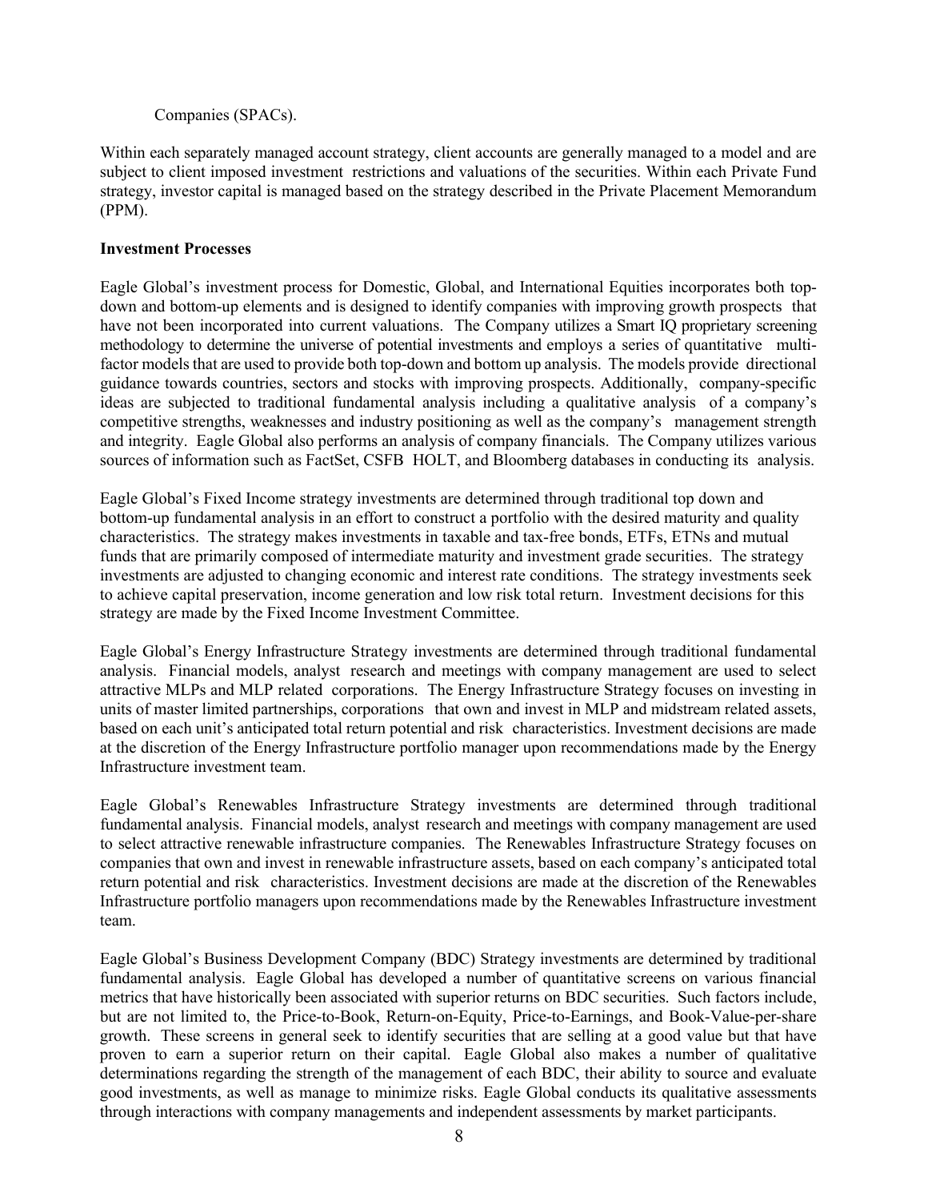Companies (SPACs).

Within each separately managed account strategy, client accounts are generally managed to a model and are subject to client imposed investment restrictions and valuations of the securities. Within each Private Fund strategy, investor capital is managed based on the strategy described in the Private Placement Memorandum (PPM).

**Investment Processes**

Eagle Global's investment process for Domestic, Global, and International Equities incorporates both top-down and bottom-up elements and is designed to identify companies with improving growth prospects that have not been incorporated into current valuations. The Company utilizes a Smart IQ proprietary screening methodology to determine the universe of potential investments and employs a series of quantitative multi-factor models that are used to provide both top-down and bottom up analysis. The models provide directional guidance towards countries, sectors and stocks with improving prospects. Additionally, company-specific ideas are subjected to traditional fundamental analysis including a qualitative analysis of a company's competitive strengths, weaknesses and industry positioning as well as the company's management strength and integrity. Eagle Global also performs an analysis of company financials. The Company utilizes various sources of information such as FactSet, CSFB HOLT, and Bloomberg databases in conducting its analysis.

Eagle Global's Fixed Income strategy investments are determined through traditional top down and bottom-up fundamental analysis in an effort to construct a portfolio with the desired maturity and quality characteristics. The strategy makes investments in taxable and tax-free bonds, ETFs, ETNs and mutual funds that are primarily composed of intermediate maturity and investment grade securities. The strategy investments are adjusted to changing economic and interest rate conditions. The strategy investments seek to achieve capital preservation, income generation and low risk total return. Investment decisions for this strategy are made by the Fixed Income Investment Committee.

Eagle Global's Energy Infrastructure Strategy investments are determined through traditional fundamental analysis. Financial models, analyst research and meetings with company management are used to select attractive MLPs and MLP related corporations. The Energy Infrastructure Strategy focuses on investing in units of master limited partnerships, corporations that own and invest in MLP and midstream related assets, based on each unit's anticipated total return potential and risk characteristics. Investment decisions are made at the discretion of the Energy Infrastructure portfolio manager upon recommendations made by the Energy Infrastructure investment team.

Eagle Global's Renewables Infrastructure Strategy investments are determined through traditional fundamental analysis. Financial models, analyst research and meetings with company management are used to select attractive renewable infrastructure companies. The Renewables Infrastructure Strategy focuses on companies that own and invest in renewable infrastructure assets, based on each company's anticipated total return potential and risk characteristics. Investment decisions are made at the discretion of the Renewables Infrastructure portfolio managers upon recommendations made by the Renewables Infrastructure investment team.

Eagle Global's Business Development Company (BDC) Strategy investments are determined by traditional fundamental analysis. Eagle Global has developed a number of quantitative screens on various financial metrics that have historically been associated with superior returns on BDC securities. Such factors include, but are not limited to, the Price-to-Book, Return-on-Equity, Price-to-Earnings, and Book-Value-per-share growth. These screens in general seek to identify securities that are selling at a good value but that have proven to earn a superior return on their capital. Eagle Global also makes a number of qualitative determinations regarding the strength of the management of each BDC, their ability to source and evaluate good investments, as well as manage to minimize risks. Eagle Global conducts its qualitative assessments through interactions with company managements and independent assessments by market participants.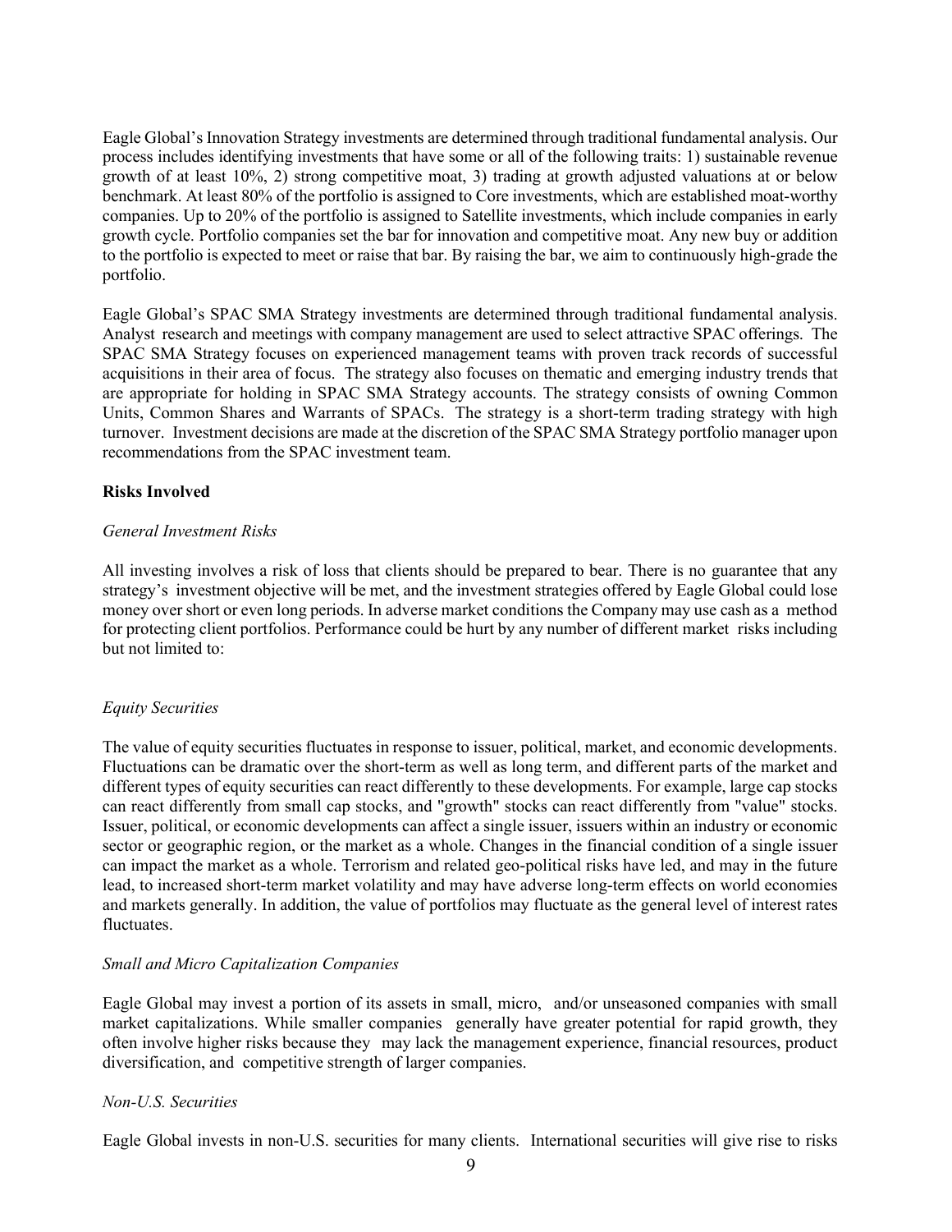Eagle Global's Innovation Strategy investments are determined through traditional fundamental analysis. Our process includes identifying investments that have some or all of the following traits: 1) sustainable revenue growth of at least 10%, 2) strong competitive moat, 3) trading at growth adjusted valuations at or below benchmark. At least 80% of the portfolio is assigned to Core investments, which are established moat-worthy companies. Up to 20% of the portfolio is assigned to Satellite investments, which include companies in early growth cycle. Portfolio companies set the bar for innovation and competitive moat. Any new buy or addition to the portfolio is expected to meet or raise that bar. By raising the bar, we aim to continuously high-grade the portfolio.

Eagle Global's SPAC SMA Strategy investments are determined through traditional fundamental analysis. Analyst research and meetings with company management are used to select attractive SPAC offerings. The SPAC SMA Strategy focuses on experienced management teams with proven track records of successful acquisitions in their area of focus. The strategy also focuses on thematic and emerging industry trends that are appropriate for holding in SPAC SMA Strategy accounts. The strategy consists of owning Common Units, Common Shares and Warrants of SPACs. The strategy is a short-term trading strategy with high turnover. Investment decisions are made at the discretion of the SPAC SMA Strategy portfolio manager upon recommendations from the SPAC investment team.

**Risks Involved**

*General Investment Risks*

All investing involves a risk of loss that clients should be prepared to bear. There is no guarantee that any strategy's investment objective will be met, and the investment strategies offered by Eagle Global could lose money over short or even long periods. In adverse market conditions the Company may use cash as a method for protecting client portfolios. Performance could be hurt by any number of different market risks including but not limited to:

*Equity Securities*

The value of equity securities fluctuates in response to issuer, political, market, and economic developments. Fluctuations can be dramatic over the short-term as well as long term, and different parts of the market and different types of equity securities can react differently to these developments. For example, large cap stocks can react differently from small cap stocks, and "growth" stocks can react differently from "value" stocks. Issuer, political, or economic developments can affect a single issuer, issuers within an industry or economic sector or geographic region, or the market as a whole. Changes in the financial condition of a single issuer can impact the market as a whole. Terrorism and related geo-political risks have led, and may in the future lead, to increased short-term market volatility and may have adverse long-term effects on world economies and markets generally. In addition, the value of portfolios may fluctuate as the general level of interest rates fluctuates.

*Small and Micro Capitalization Companies*

Eagle Global may invest a portion of its assets in small, micro, and/or unseasoned companies with small market capitalizations. While smaller companies generally have greater potential for rapid growth, they often involve higher risks because they may lack the management experience, financial resources, product diversification, and competitive strength of larger companies.

*Non-U.S. Securities*

Eagle Global invests in non-U.S. securities for many clients. International securities will give rise to risks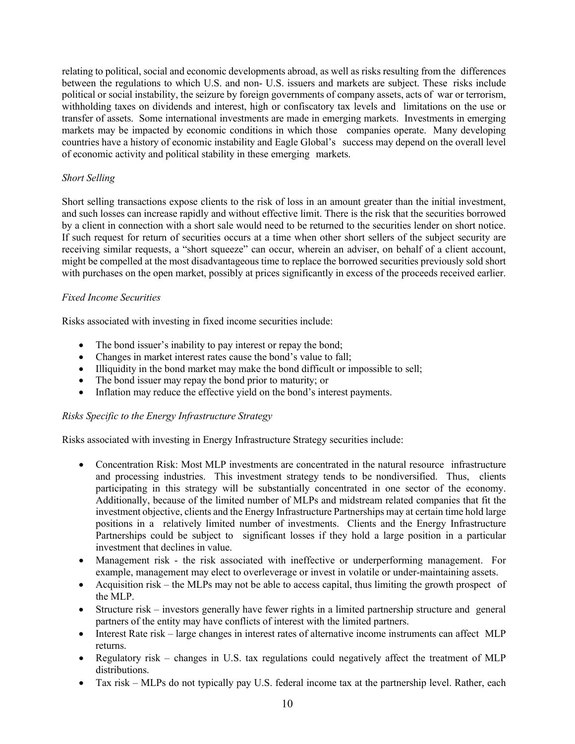relating to political, social and economic developments abroad, as well as risks resulting from the differences between the regulations to which U.S. and non- U.S. issuers and markets are subject. These risks include political or social instability, the seizure by foreign governments of company assets, acts of war or terrorism, withholding taxes on dividends and interest, high or confiscatory tax levels and limitations on the use or transfer of assets. Some international investments are made in emerging markets. Investments in emerging markets may be impacted by economic conditions in which those companies operate. Many developing countries have a history of economic instability and Eagle Global's success may depend on the overall level of economic activity and political stability in these emerging markets.

*Short Selling*

Short selling transactions expose clients to the risk of loss in an amount greater than the initial investment, and such losses can increase rapidly and without effective limit. There is the risk that the securities borrowed by a client in connection with a short sale would need to be returned to the securities lender on short notice. If such request for return of securities occurs at a time when other short sellers of the subject security are receiving similar requests, a "short squeeze" can occur, wherein an adviser, on behalf of a client account, might be compelled at the most disadvantageous time to replace the borrowed securities previously sold short with purchases on the open market, possibly at prices significantly in excess of the proceeds received earlier.

*Fixed Income Securities*

Risks associated with investing in fixed income securities include:

- The bond issuer's inability to pay interest or repay the bond;
- Changes in market interest rates cause the bond's value to fall;
- Illiquidity in the bond market may make the bond difficult or impossible to sell;
- The bond issuer may repay the bond prior to maturity; or
- Inflation may reduce the effective yield on the bond's interest payments.

*Risks Specific to the Energy Infrastructure Strategy*

Risks associated with investing in Energy Infrastructure Strategy securities include:

- Concentration Risk: Most MLP investments are concentrated in the natural resource infrastructure and processing industries. This investment strategy tends to be nondiversified. Thus, clients participating in this strategy will be substantially concentrated in one sector of the economy. Additionally, because of the limited number of MLPs and midstream related companies that fit the investment objective, clients and the Energy Infrastructure Partnerships may at certain time hold large positions in a relatively limited number of investments. Clients and the Energy Infrastructure Partnerships could be subject to significant losses if they hold a large position in a particular investment that declines in value.
- Management risk - the risk associated with ineffective or underperforming management. For example, management may elect to overleverage or invest in volatile or under-maintaining assets.
- Acquisition risk – the MLPs may not be able to access capital, thus limiting the growth prospect of the MLP.
- Structure risk – investors generally have fewer rights in a limited partnership structure and general partners of the entity may have conflicts of interest with the limited partners.
- Interest Rate risk – large changes in interest rates of alternative income instruments can affect MLP returns.
- Regulatory risk – changes in U.S. tax regulations could negatively affect the treatment of MLP distributions.
- Tax risk – MLPs do not typically pay U.S. federal income tax at the partnership level. Rather, each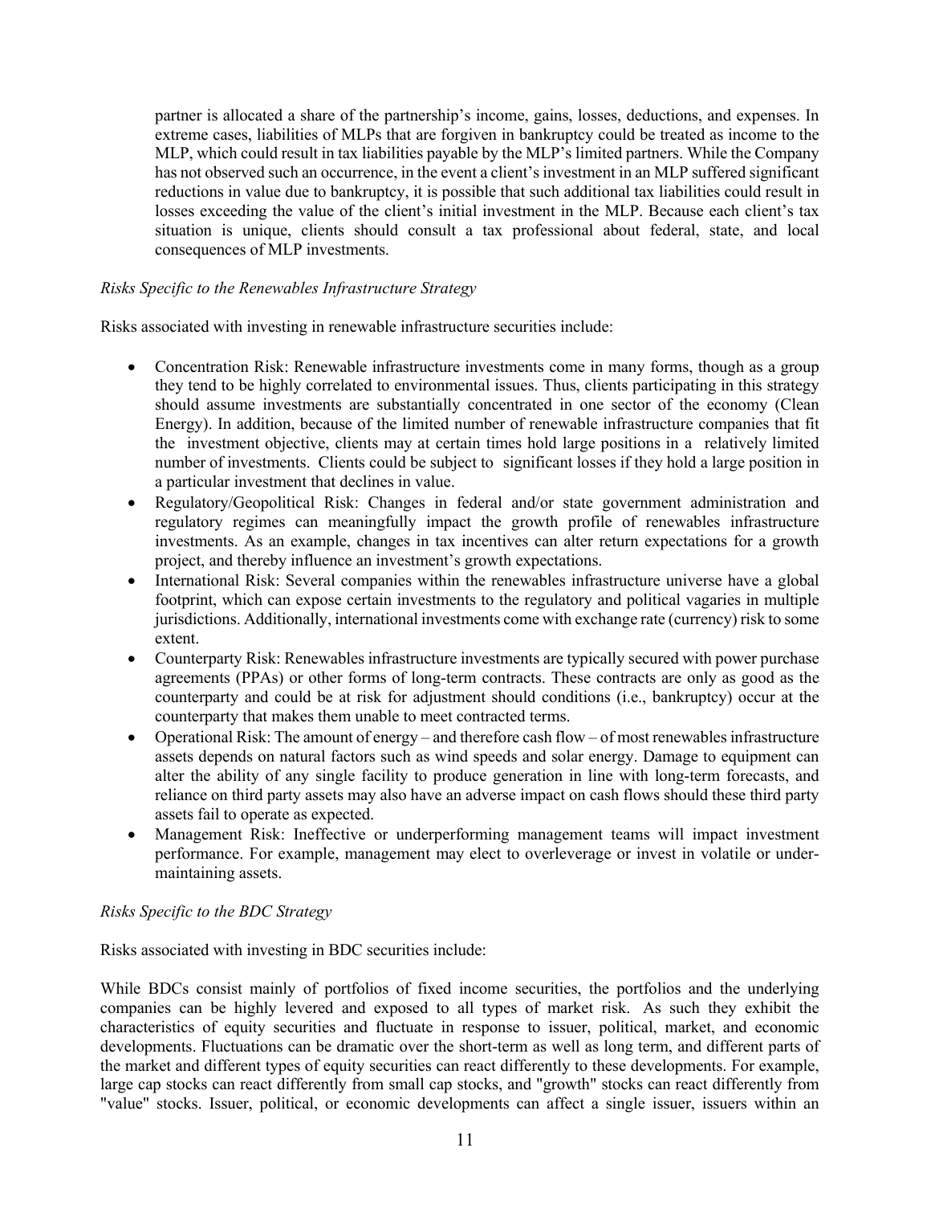partner is allocated a share of the partnership's income, gains, losses, deductions, and expenses. In extreme cases, liabilities of MLPs that are forgiven in bankruptcy could be treated as income to the MLP, which could result in tax liabilities payable by the MLP's limited partners. While the Company has not observed such an occurrence, in the event a client's investment in an MLP suffered significant reductions in value due to bankruptcy, it is possible that such additional tax liabilities could result in losses exceeding the value of the client's initial investment in the MLP. Because each client's tax situation is unique, clients should consult a tax professional about federal, state, and local consequences of MLP investments.

*Risks Specific to the Renewables Infrastructure Strategy*

Risks associated with investing in renewable infrastructure securities include:

- Concentration Risk: Renewable infrastructure investments come in many forms, though as a group they tend to be highly correlated to environmental issues. Thus, clients participating in this strategy should assume investments are substantially concentrated in one sector of the economy (Clean Energy). In addition, because of the limited number of renewable infrastructure companies that fit the investment objective, clients may at certain times hold large positions in a relatively limited number of investments. Clients could be subject to significant losses if they hold a large position in a particular investment that declines in value.
- Regulatory/Geopolitical Risk: Changes in federal and/or state government administration and regulatory regimes can meaningfully impact the growth profile of renewables infrastructure investments. As an example, changes in tax incentives can alter return expectations for a growth project, and thereby influence an investment's growth expectations.
- International Risk: Several companies within the renewables infrastructure universe have a global footprint, which can expose certain investments to the regulatory and political vagaries in multiple jurisdictions. Additionally, international investments come with exchange rate (currency) risk to some extent.
- Counterparty Risk: Renewables infrastructure investments are typically secured with power purchase agreements (PPAs) or other forms of long-term contracts. These contracts are only as good as the counterparty and could be at risk for adjustment should conditions (i.e., bankruptcy) occur at the counterparty that makes them unable to meet contracted terms.
- Operational Risk: The amount of energy – and therefore cash flow – of most renewables infrastructure assets depends on natural factors such as wind speeds and solar energy. Damage to equipment can alter the ability of any single facility to produce generation in line with long-term forecasts, and reliance on third party assets may also have an adverse impact on cash flows should these third party assets fail to operate as expected.
- Management Risk: Ineffective or underperforming management teams will impact investment performance. For example, management may elect to overleverage or invest in volatile or under-maintaining assets.

*Risks Specific to the BDC Strategy*

Risks associated with investing in BDC securities include:

While BDCs consist mainly of portfolios of fixed income securities, the portfolios and the underlying companies can be highly levered and exposed to all types of market risk. As such they exhibit the characteristics of equity securities and fluctuate in response to issuer, political, market, and economic developments. Fluctuations can be dramatic over the short-term as well as long term, and different parts of the market and different types of equity securities can react differently to these developments. For example, large cap stocks can react differently from small cap stocks, and "growth" stocks can react differently from "value" stocks. Issuer, political, or economic developments can affect a single issuer, issuers within an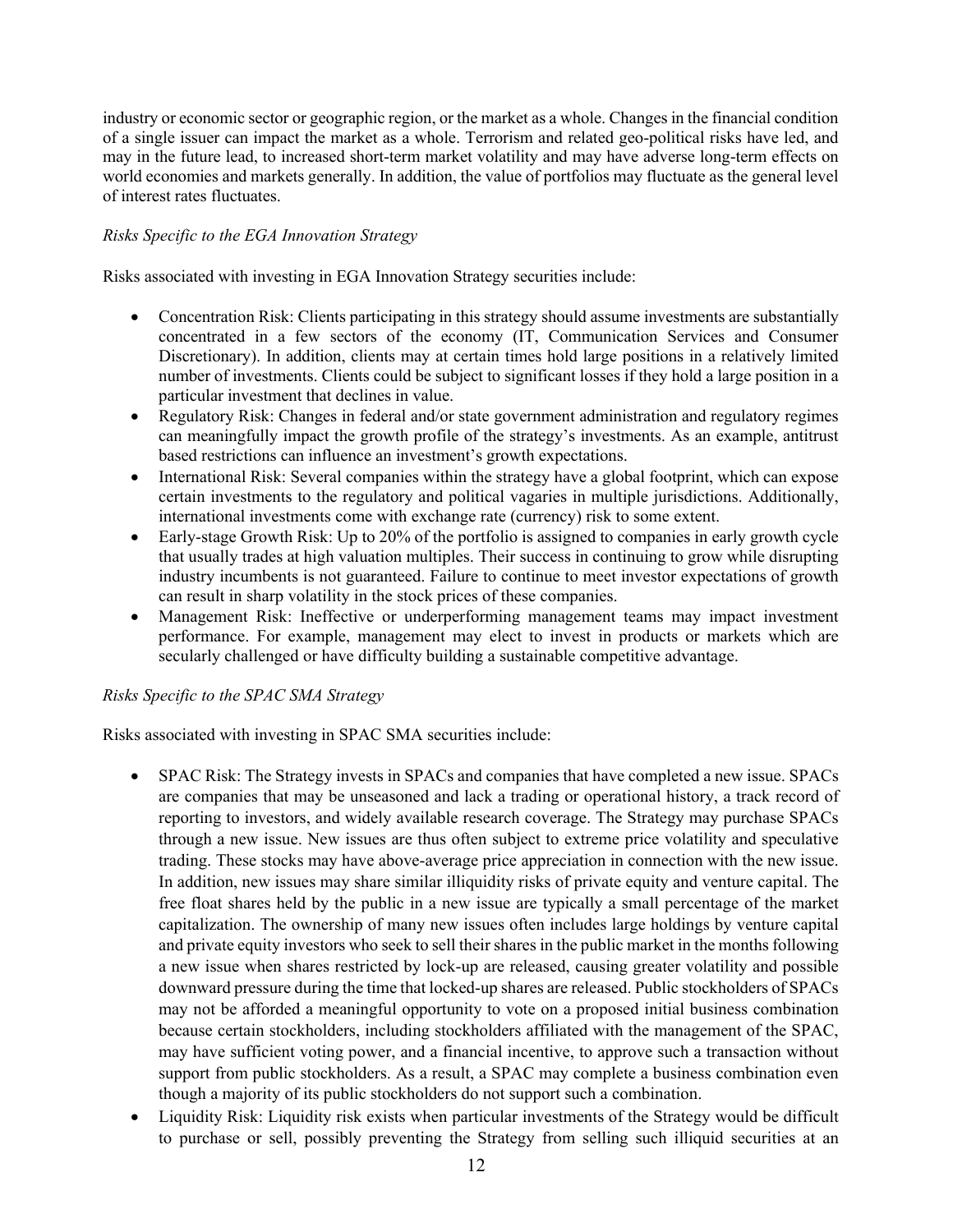industry or economic sector or geographic region, or the market as a whole. Changes in the financial condition of a single issuer can impact the market as a whole. Terrorism and related geo-political risks have led, and may in the future lead, to increased short-term market volatility and may have adverse long-term effects on world economies and markets generally. In addition, the value of portfolios may fluctuate as the general level of interest rates fluctuates.

*Risks Specific to the EGA Innovation Strategy*

Risks associated with investing in EGA Innovation Strategy securities include:

- Concentration Risk: Clients participating in this strategy should assume investments are substantially concentrated in a few sectors of the economy (IT, Communication Services and Consumer Discretionary). In addition, clients may at certain times hold large positions in a relatively limited number of investments. Clients could be subject to significant losses if they hold a large position in a particular investment that declines in value.
- Regulatory Risk: Changes in federal and/or state government administration and regulatory regimes can meaningfully impact the growth profile of the strategy's investments. As an example, antitrust based restrictions can influence an investment's growth expectations.
- International Risk: Several companies within the strategy have a global footprint, which can expose certain investments to the regulatory and political vagaries in multiple jurisdictions. Additionally, international investments come with exchange rate (currency) risk to some extent.
- Early-stage Growth Risk: Up to 20% of the portfolio is assigned to companies in early growth cycle that usually trades at high valuation multiples. Their success in continuing to grow while disrupting industry incumbents is not guaranteed. Failure to continue to meet investor expectations of growth can result in sharp volatility in the stock prices of these companies.
- Management Risk: Ineffective or underperforming management teams may impact investment performance. For example, management may elect to invest in products or markets which are secularly challenged or have difficulty building a sustainable competitive advantage.

*Risks Specific to the SPAC SMA Strategy*

Risks associated with investing in SPAC SMA securities include:

- SPAC Risk: The Strategy invests in SPACs and companies that have completed a new issue. SPACs are companies that may be unseasoned and lack a trading or operational history, a track record of reporting to investors, and widely available research coverage. The Strategy may purchase SPACs through a new issue. New issues are thus often subject to extreme price volatility and speculative trading. These stocks may have above-average price appreciation in connection with the new issue. In addition, new issues may share similar illiquidity risks of private equity and venture capital. The free float shares held by the public in a new issue are typically a small percentage of the market capitalization. The ownership of many new issues often includes large holdings by venture capital and private equity investors who seek to sell their shares in the public market in the months following a new issue when shares restricted by lock-up are released, causing greater volatility and possible downward pressure during the time that locked-up shares are released. Public stockholders of SPACs may not be afforded a meaningful opportunity to vote on a proposed initial business combination because certain stockholders, including stockholders affiliated with the management of the SPAC, may have sufficient voting power, and a financial incentive, to approve such a transaction without support from public stockholders. As a result, a SPAC may complete a business combination even though a majority of its public stockholders do not support such a combination.
- Liquidity Risk: Liquidity risk exists when particular investments of the Strategy would be difficult to purchase or sell, possibly preventing the Strategy from selling such illiquid securities at an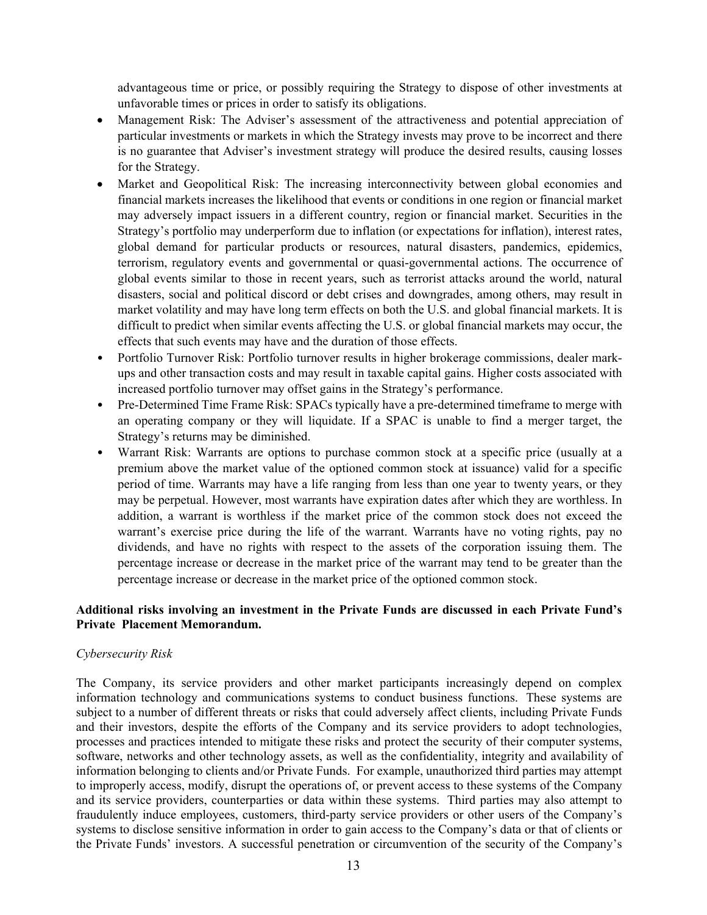advantageous time or price, or possibly requiring the Strategy to dispose of other investments at unfavorable times or prices in order to satisfy its obligations.

- Management Risk: The Adviser's assessment of the attractiveness and potential appreciation of particular investments or markets in which the Strategy invests may prove to be incorrect and there is no guarantee that Adviser's investment strategy will produce the desired results, causing losses for the Strategy.
- Market and Geopolitical Risk: The increasing interconnectivity between global economies and financial markets increases the likelihood that events or conditions in one region or financial market may adversely impact issuers in a different country, region or financial market. Securities in the Strategy's portfolio may underperform due to inflation (or expectations for inflation), interest rates, global demand for particular products or resources, natural disasters, pandemics, epidemics, terrorism, regulatory events and governmental or quasi-governmental actions. The occurrence of global events similar to those in recent years, such as terrorist attacks around the world, natural disasters, social and political discord or debt crises and downgrades, among others, may result in market volatility and may have long term effects on both the U.S. and global financial markets. It is difficult to predict when similar events affecting the U.S. or global financial markets may occur, the effects that such events may have and the duration of those effects.
- Portfolio Turnover Risk: Portfolio turnover results in higher brokerage commissions, dealer mark-ups and other transaction costs and may result in taxable capital gains. Higher costs associated with increased portfolio turnover may offset gains in the Strategy's performance.
- Pre-Determined Time Frame Risk: SPACs typically have a pre-determined timeframe to merge with an operating company or they will liquidate. If a SPAC is unable to find a merger target, the Strategy's returns may be diminished.
- Warrant Risk: Warrants are options to purchase common stock at a specific price (usually at a premium above the market value of the optioned common stock at issuance) valid for a specific period of time. Warrants may have a life ranging from less than one year to twenty years, or they may be perpetual. However, most warrants have expiration dates after which they are worthless. In addition, a warrant is worthless if the market price of the common stock does not exceed the warrant's exercise price during the life of the warrant. Warrants have no voting rights, pay no dividends, and have no rights with respect to the assets of the corporation issuing them. The percentage increase or decrease in the market price of the warrant may tend to be greater than the percentage increase or decrease in the market price of the optioned common stock.

**Additional risks involving an investment in the Private Funds are discussed in each Private Fund's Private Placement Memorandum.**

*Cybersecurity Risk*

The Company, its service providers and other market participants increasingly depend on complex information technology and communications systems to conduct business functions. These systems are subject to a number of different threats or risks that could adversely affect clients, including Private Funds and their investors, despite the efforts of the Company and its service providers to adopt technologies, processes and practices intended to mitigate these risks and protect the security of their computer systems, software, networks and other technology assets, as well as the confidentiality, integrity and availability of information belonging to clients and/or Private Funds. For example, unauthorized third parties may attempt to improperly access, modify, disrupt the operations of, or prevent access to these systems of the Company and its service providers, counterparties or data within these systems. Third parties may also attempt to fraudulently induce employees, customers, third-party service providers or other users of the Company's systems to disclose sensitive information in order to gain access to the Company's data or that of clients or the Private Funds' investors. A successful penetration or circumvention of the security of the Company's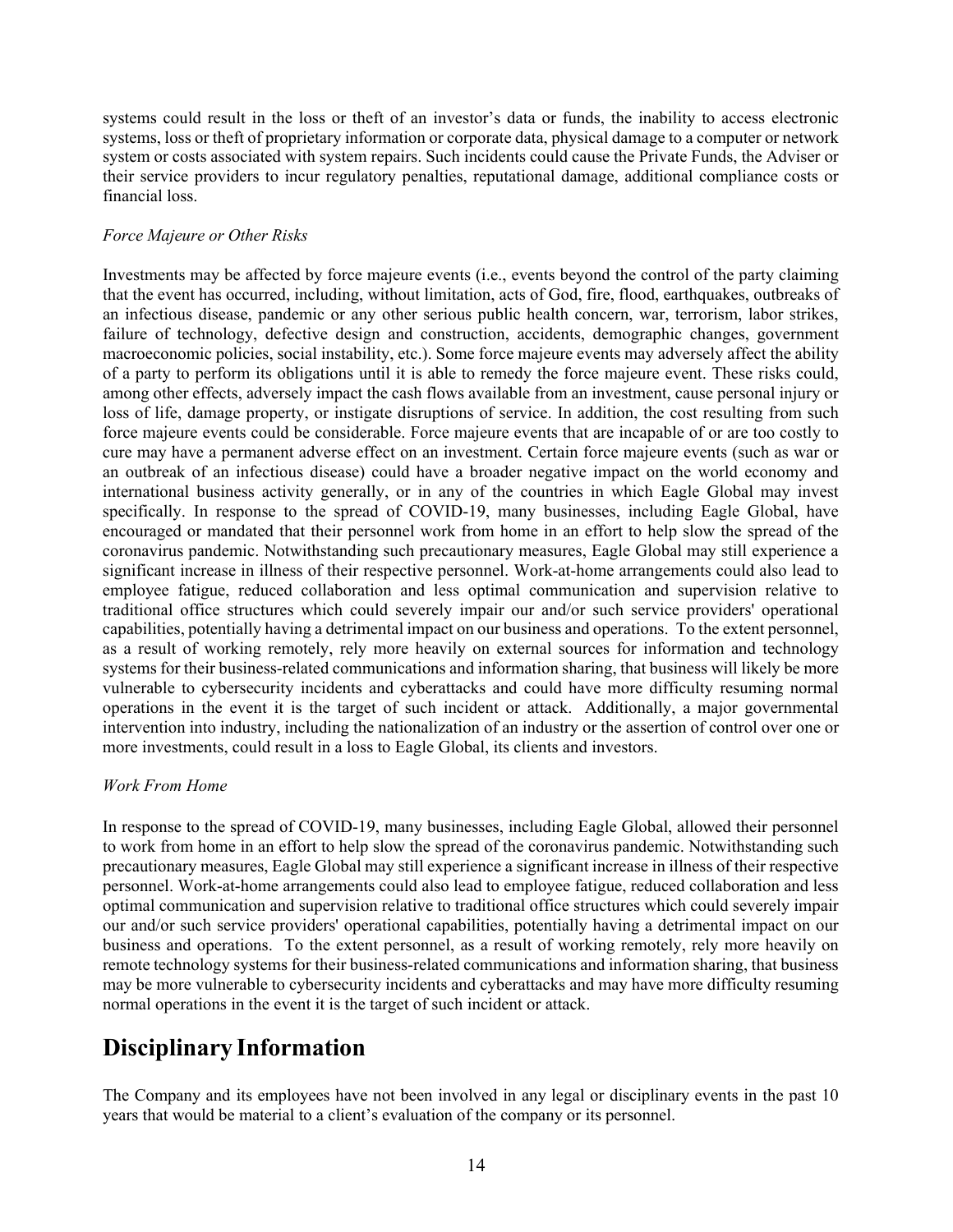systems could result in the loss or theft of an investor's data or funds, the inability to access electronic systems, loss or theft of proprietary information or corporate data, physical damage to a computer or network system or costs associated with system repairs. Such incidents could cause the Private Funds, the Adviser or their service providers to incur regulatory penalties, reputational damage, additional compliance costs or financial loss.

*Force Majeure or Other Risks*

Investments may be affected by force majeure events (i.e., events beyond the control of the party claiming that the event has occurred, including, without limitation, acts of God, fire, flood, earthquakes, outbreaks of an infectious disease, pandemic or any other serious public health concern, war, terrorism, labor strikes, failure of technology, defective design and construction, accidents, demographic changes, government macroeconomic policies, social instability, etc.). Some force majeure events may adversely affect the ability of a party to perform its obligations until it is able to remedy the force majeure event. These risks could, among other effects, adversely impact the cash flows available from an investment, cause personal injury or loss of life, damage property, or instigate disruptions of service. In addition, the cost resulting from such force majeure events could be considerable. Force majeure events that are incapable of or are too costly to cure may have a permanent adverse effect on an investment. Certain force majeure events (such as war or an outbreak of an infectious disease) could have a broader negative impact on the world economy and international business activity generally, or in any of the countries in which Eagle Global may invest specifically. In response to the spread of COVID-19, many businesses, including Eagle Global, have encouraged or mandated that their personnel work from home in an effort to help slow the spread of the coronavirus pandemic. Notwithstanding such precautionary measures, Eagle Global may still experience a significant increase in illness of their respective personnel. Work-at-home arrangements could also lead to employee fatigue, reduced collaboration and less optimal communication and supervision relative to traditional office structures which could severely impair our and/or such service providers' operational capabilities, potentially having a detrimental impact on our business and operations. To the extent personnel, as a result of working remotely, rely more heavily on external sources for information and technology systems for their business-related communications and information sharing, that business will likely be more vulnerable to cybersecurity incidents and cyberattacks and could have more difficulty resuming normal operations in the event it is the target of such incident or attack. Additionally, a major governmental intervention into industry, including the nationalization of an industry or the assertion of control over one or more investments, could result in a loss to Eagle Global, its clients and investors.

*Work From Home*

In response to the spread of COVID-19, many businesses, including Eagle Global, allowed their personnel to work from home in an effort to help slow the spread of the coronavirus pandemic. Notwithstanding such precautionary measures, Eagle Global may still experience a significant increase in illness of their respective personnel. Work-at-home arrangements could also lead to employee fatigue, reduced collaboration and less optimal communication and supervision relative to traditional office structures which could severely impair our and/or such service providers' operational capabilities, potentially having a detrimental impact on our business and operations. To the extent personnel, as a result of working remotely, rely more heavily on remote technology systems for their business-related communications and information sharing, that business may be more vulnerable to cybersecurity incidents and cyberattacks and may have more difficulty resuming normal operations in the event it is the target of such incident or attack.

# Disciplinary Information

The Company and its employees have not been involved in any legal or disciplinary events in the past 10 years that would be material to a client's evaluation of the company or its personnel.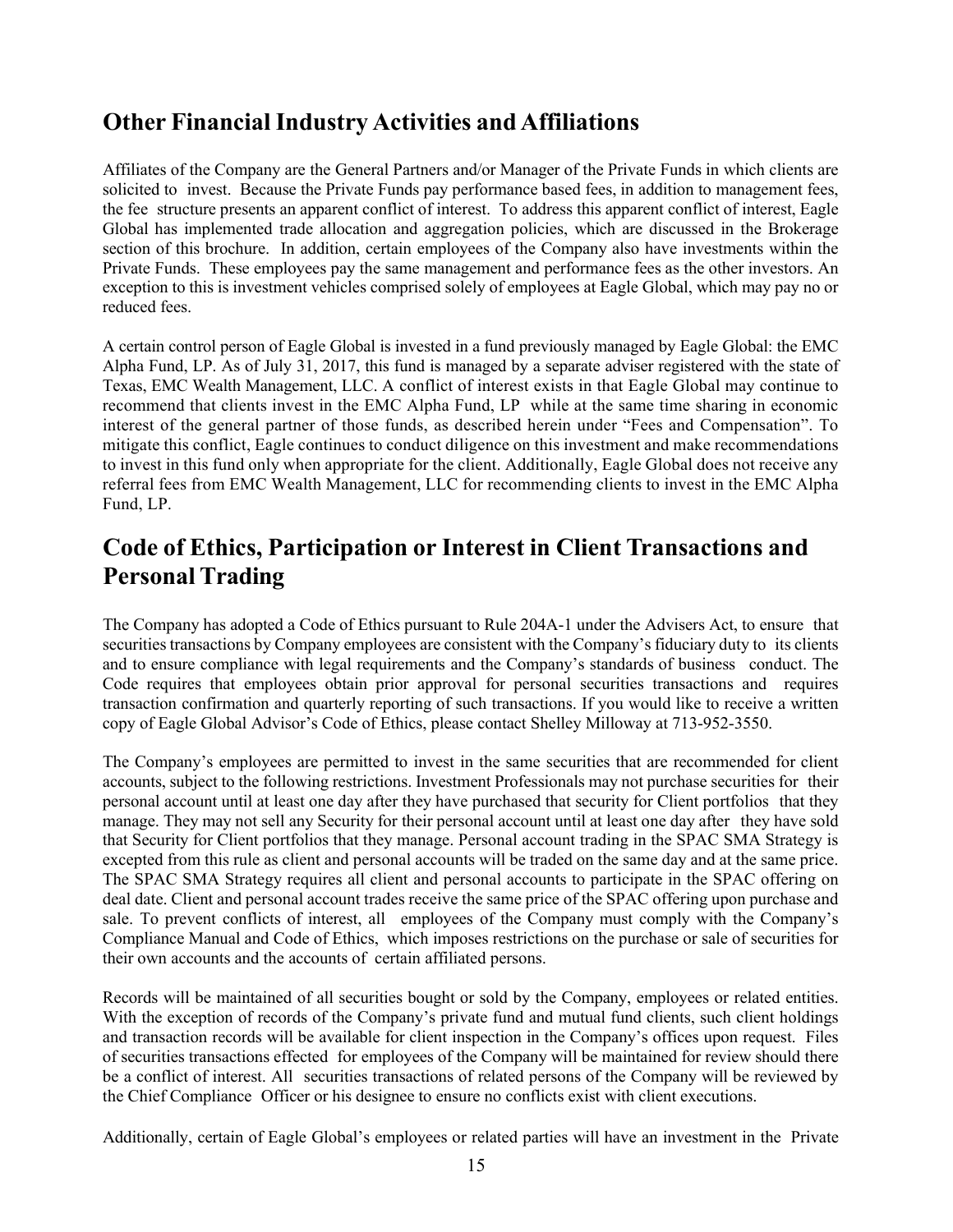## Other Financial Industry Activities and Affiliations

Affiliates of the Company are the General Partners and/or Manager of the Private Funds in which clients are solicited to invest. Because the Private Funds pay performance based fees, in addition to management fees, the fee structure presents an apparent conflict of interest. To address this apparent conflict of interest, Eagle Global has implemented trade allocation and aggregation policies, which are discussed in the Brokerage section of this brochure. In addition, certain employees of the Company also have investments within the Private Funds. These employees pay the same management and performance fees as the other investors. An exception to this is investment vehicles comprised solely of employees at Eagle Global, which may pay no or reduced fees.

A certain control person of Eagle Global is invested in a fund previously managed by Eagle Global: the EMC Alpha Fund, LP. As of July 31, 2017, this fund is managed by a separate adviser registered with the state of Texas, EMC Wealth Management, LLC. A conflict of interest exists in that Eagle Global may continue to recommend that clients invest in the EMC Alpha Fund, LP while at the same time sharing in economic interest of the general partner of those funds, as described herein under "Fees and Compensation". To mitigate this conflict, Eagle continues to conduct diligence on this investment and make recommendations to invest in this fund only when appropriate for the client. Additionally, Eagle Global does not receive any referral fees from EMC Wealth Management, LLC for recommending clients to invest in the EMC Alpha Fund, LP.

## Code of Ethics, Participation or Interest in Client Transactions and Personal Trading

The Company has adopted a Code of Ethics pursuant to Rule 204A-1 under the Advisers Act, to ensure that securities transactions by Company employees are consistent with the Company's fiduciary duty to its clients and to ensure compliance with legal requirements and the Company's standards of business conduct. The Code requires that employees obtain prior approval for personal securities transactions and requires transaction confirmation and quarterly reporting of such transactions. If you would like to receive a written copy of Eagle Global Advisor's Code of Ethics, please contact Shelley Milloway at 713-952-3550.

The Company's employees are permitted to invest in the same securities that are recommended for client accounts, subject to the following restrictions. Investment Professionals may not purchase securities for their personal account until at least one day after they have purchased that security for Client portfolios that they manage. They may not sell any Security for their personal account until at least one day after they have sold that Security for Client portfolios that they manage. Personal account trading in the SPAC SMA Strategy is excepted from this rule as client and personal accounts will be traded on the same day and at the same price. The SPAC SMA Strategy requires all client and personal accounts to participate in the SPAC offering on deal date. Client and personal account trades receive the same price of the SPAC offering upon purchase and sale. To prevent conflicts of interest, all employees of the Company must comply with the Company's Compliance Manual and Code of Ethics, which imposes restrictions on the purchase or sale of securities for their own accounts and the accounts of certain affiliated persons.

Records will be maintained of all securities bought or sold by the Company, employees or related entities. With the exception of records of the Company's private fund and mutual fund clients, such client holdings and transaction records will be available for client inspection in the Company's offices upon request. Files of securities transactions effected for employees of the Company will be maintained for review should there be a conflict of interest. All securities transactions of related persons of the Company will be reviewed by the Chief Compliance Officer or his designee to ensure no conflicts exist with client executions.

Additionally, certain of Eagle Global's employees or related parties will have an investment in the Private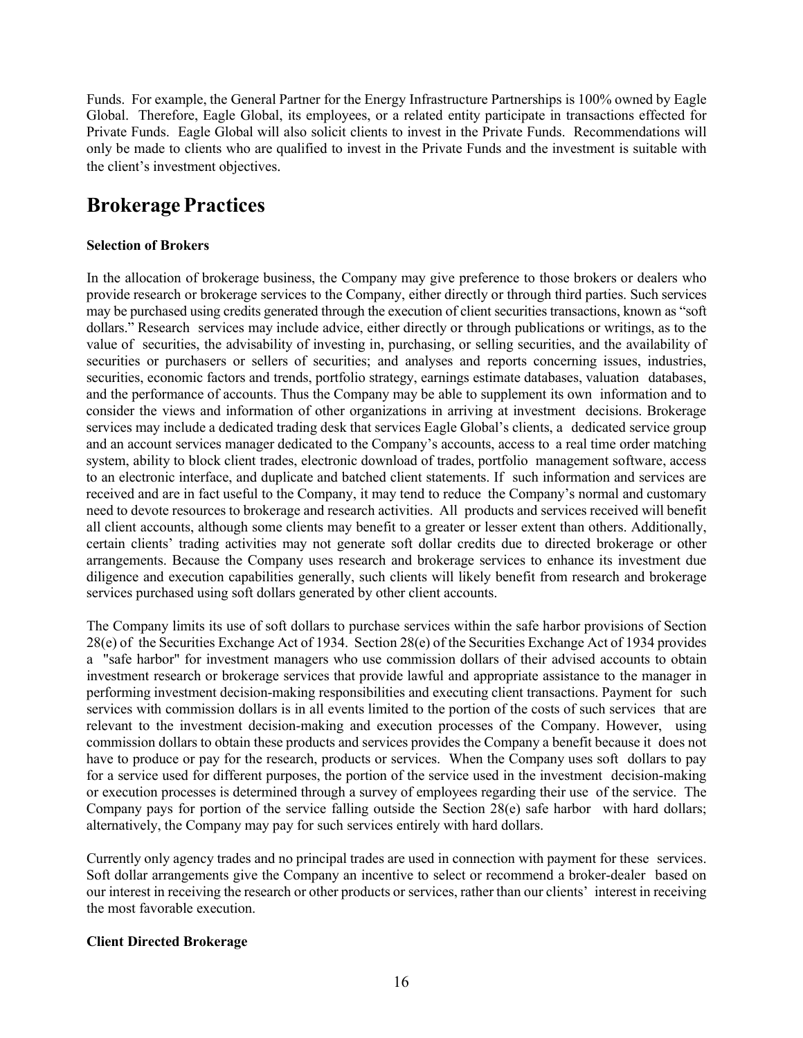Funds. For example, the General Partner for the Energy Infrastructure Partnerships is 100% owned by Eagle Global. Therefore, Eagle Global, its employees, or a related entity participate in transactions effected for Private Funds. Eagle Global will also solicit clients to invest in the Private Funds. Recommendations will only be made to clients who are qualified to invest in the Private Funds and the investment is suitable with the client's investment objectives.

# Brokerage Practices

**Selection of Brokers**

In the allocation of brokerage business, the Company may give preference to those brokers or dealers who provide research or brokerage services to the Company, either directly or through third parties. Such services may be purchased using credits generated through the execution of client securities transactions, known as "soft dollars." Research services may include advice, either directly or through publications or writings, as to the value of securities, the advisability of investing in, purchasing, or selling securities, and the availability of securities or purchasers or sellers of securities; and analyses and reports concerning issues, industries, securities, economic factors and trends, portfolio strategy, earnings estimate databases, valuation databases, and the performance of accounts. Thus the Company may be able to supplement its own information and to consider the views and information of other organizations in arriving at investment decisions. Brokerage services may include a dedicated trading desk that services Eagle Global's clients, a dedicated service group and an account services manager dedicated to the Company's accounts, access to a real time order matching system, ability to block client trades, electronic download of trades, portfolio management software, access to an electronic interface, and duplicate and batched client statements. If such information and services are received and are in fact useful to the Company, it may tend to reduce the Company's normal and customary need to devote resources to brokerage and research activities. All products and services received will benefit all client accounts, although some clients may benefit to a greater or lesser extent than others. Additionally, certain clients' trading activities may not generate soft dollar credits due to directed brokerage or other arrangements. Because the Company uses research and brokerage services to enhance its investment due diligence and execution capabilities generally, such clients will likely benefit from research and brokerage services purchased using soft dollars generated by other client accounts.

The Company limits its use of soft dollars to purchase services within the safe harbor provisions of Section 28(e) of the Securities Exchange Act of 1934. Section 28(e) of the Securities Exchange Act of 1934 provides a "safe harbor" for investment managers who use commission dollars of their advised accounts to obtain investment research or brokerage services that provide lawful and appropriate assistance to the manager in performing investment decision-making responsibilities and executing client transactions. Payment for such services with commission dollars is in all events limited to the portion of the costs of such services that are relevant to the investment decision-making and execution processes of the Company. However, using commission dollars to obtain these products and services provides the Company a benefit because it does not have to produce or pay for the research, products or services. When the Company uses soft dollars to pay for a service used for different purposes, the portion of the service used in the investment decision-making or execution processes is determined through a survey of employees regarding their use of the service. The Company pays for portion of the service falling outside the Section 28(e) safe harbor with hard dollars; alternatively, the Company may pay for such services entirely with hard dollars.

Currently only agency trades and no principal trades are used in connection with payment for these services. Soft dollar arrangements give the Company an incentive to select or recommend a broker-dealer based on our interest in receiving the research or other products or services, rather than our clients' interest in receiving the most favorable execution.

**Client Directed Brokerage**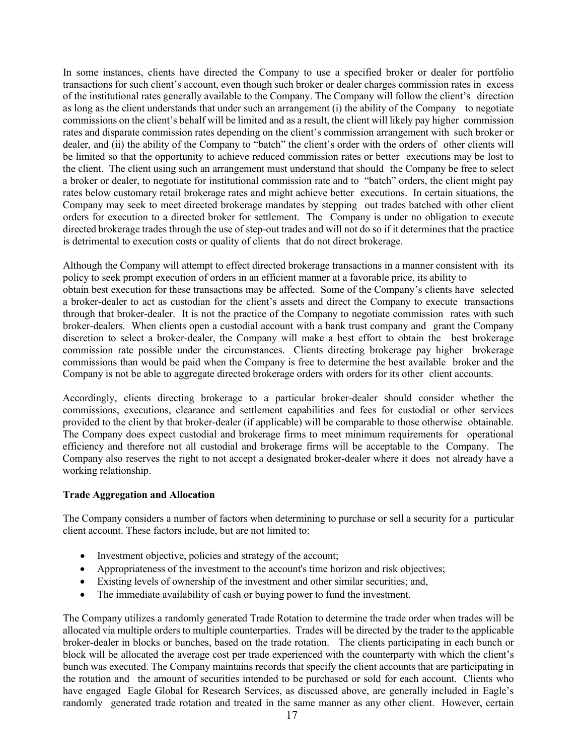In some instances, clients have directed the Company to use a specified broker or dealer for portfolio transactions for such client's account, even though such broker or dealer charges commission rates in excess of the institutional rates generally available to the Company. The Company will follow the client's direction as long as the client understands that under such an arrangement (i) the ability of the Company to negotiate commissions on the client's behalf will be limited and as a result, the client will likely pay higher commission rates and disparate commission rates depending on the client's commission arrangement with such broker or dealer, and (ii) the ability of the Company to "batch" the client's order with the orders of other clients will be limited so that the opportunity to achieve reduced commission rates or better executions may be lost to the client. The client using such an arrangement must understand that should the Company be free to select a broker or dealer, to negotiate for institutional commission rate and to "batch" orders, the client might pay rates below customary retail brokerage rates and might achieve better executions. In certain situations, the Company may seek to meet directed brokerage mandates by stepping out trades batched with other client orders for execution to a directed broker for settlement. The Company is under no obligation to execute directed brokerage trades through the use of step-out trades and will not do so if it determines that the practice is detrimental to execution costs or quality of clients that do not direct brokerage.

Although the Company will attempt to effect directed brokerage transactions in a manner consistent with its policy to seek prompt execution of orders in an efficient manner at a favorable price, its ability to obtain best execution for these transactions may be affected. Some of the Company's clients have selected a broker-dealer to act as custodian for the client's assets and direct the Company to execute transactions through that broker-dealer. It is not the practice of the Company to negotiate commission rates with such broker-dealers. When clients open a custodial account with a bank trust company and grant the Company discretion to select a broker-dealer, the Company will make a best effort to obtain the best brokerage commission rate possible under the circumstances. Clients directing brokerage pay higher brokerage commissions than would be paid when the Company is free to determine the best available broker and the Company is not be able to aggregate directed brokerage orders with orders for its other client accounts.

Accordingly, clients directing brokerage to a particular broker-dealer should consider whether the commissions, executions, clearance and settlement capabilities and fees for custodial or other services provided to the client by that broker-dealer (if applicable) will be comparable to those otherwise obtainable. The Company does expect custodial and brokerage firms to meet minimum requirements for operational efficiency and therefore not all custodial and brokerage firms will be acceptable to the Company. The Company also reserves the right to not accept a designated broker-dealer where it does not already have a working relationship.

**Trade Aggregation and Allocation**

The Company considers a number of factors when determining to purchase or sell a security for a particular client account. These factors include, but are not limited to:

- Investment objective, policies and strategy of the account;
- Appropriateness of the investment to the account's time horizon and risk objectives;
- Existing levels of ownership of the investment and other similar securities; and,
- The immediate availability of cash or buying power to fund the investment.

The Company utilizes a randomly generated Trade Rotation to determine the trade order when trades will be allocated via multiple orders to multiple counterparties. Trades will be directed by the trader to the applicable broker-dealer in blocks or bunches, based on the trade rotation. The clients participating in each bunch or block will be allocated the average cost per trade experienced with the counterparty with which the client's bunch was executed. The Company maintains records that specify the client accounts that are participating in the rotation and the amount of securities intended to be purchased or sold for each account. Clients who have engaged Eagle Global for Research Services, as discussed above, are generally included in Eagle's randomly generated trade rotation and treated in the same manner as any other client. However, certain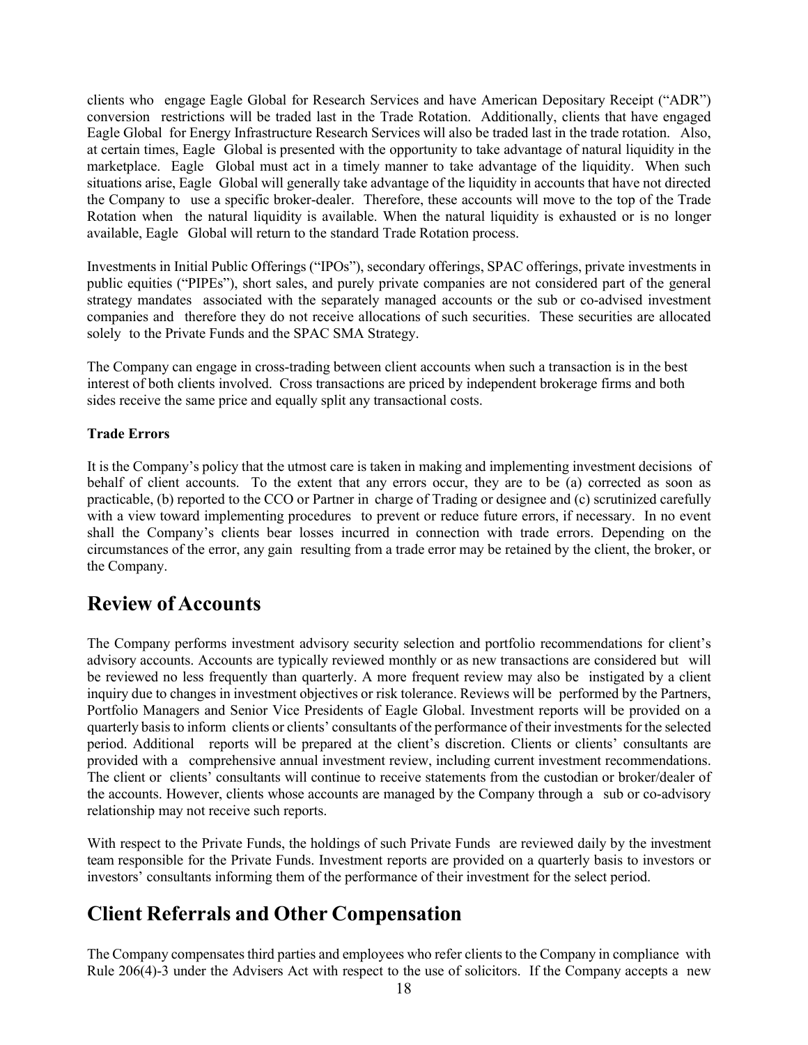clients who engage Eagle Global for Research Services and have American Depositary Receipt ("ADR") conversion restrictions will be traded last in the Trade Rotation. Additionally, clients that have engaged Eagle Global for Energy Infrastructure Research Services will also be traded last in the trade rotation. Also, at certain times, Eagle Global is presented with the opportunity to take advantage of natural liquidity in the marketplace. Eagle Global must act in a timely manner to take advantage of the liquidity. When such situations arise, Eagle Global will generally take advantage of the liquidity in accounts that have not directed the Company to use a specific broker-dealer. Therefore, these accounts will move to the top of the Trade Rotation when the natural liquidity is available. When the natural liquidity is exhausted or is no longer available, Eagle Global will return to the standard Trade Rotation process.

Investments in Initial Public Offerings ("IPOs"), secondary offerings, SPAC offerings, private investments in public equities ("PIPEs"), short sales, and purely private companies are not considered part of the general strategy mandates associated with the separately managed accounts or the sub or co-advised investment companies and therefore they do not receive allocations of such securities. These securities are allocated solely to the Private Funds and the SPAC SMA Strategy.

The Company can engage in cross-trading between client accounts when such a transaction is in the best interest of both clients involved. Cross transactions are priced by independent brokerage firms and both sides receive the same price and equally split any transactional costs.

**Trade Errors**

It is the Company's policy that the utmost care is taken in making and implementing investment decisions of behalf of client accounts. To the extent that any errors occur, they are to be (a) corrected as soon as practicable, (b) reported to the CCO or Partner in charge of Trading or designee and (c) scrutinized carefully with a view toward implementing procedures to prevent or reduce future errors, if necessary. In no event shall the Company's clients bear losses incurred in connection with trade errors. Depending on the circumstances of the error, any gain resulting from a trade error may be retained by the client, the broker, or the Company.

## Review of Accounts

The Company performs investment advisory security selection and portfolio recommendations for client's advisory accounts. Accounts are typically reviewed monthly or as new transactions are considered but will be reviewed no less frequently than quarterly. A more frequent review may also be instigated by a client inquiry due to changes in investment objectives or risk tolerance. Reviews will be performed by the Partners, Portfolio Managers and Senior Vice Presidents of Eagle Global. Investment reports will be provided on a quarterly basis to inform clients or clients' consultants of the performance of their investments for the selected period. Additional reports will be prepared at the client's discretion. Clients or clients' consultants are provided with a comprehensive annual investment review, including current investment recommendations. The client or clients' consultants will continue to receive statements from the custodian or broker/dealer of the accounts. However, clients whose accounts are managed by the Company through a sub or co-advisory relationship may not receive such reports.

With respect to the Private Funds, the holdings of such Private Funds are reviewed daily by the investment team responsible for the Private Funds. Investment reports are provided on a quarterly basis to investors or investors' consultants informing them of the performance of their investment for the select period.

## Client Referrals and Other Compensation

The Company compensates third parties and employees who refer clients to the Company in compliance with Rule 206(4)-3 under the Advisers Act with respect to the use of solicitors. If the Company accepts a new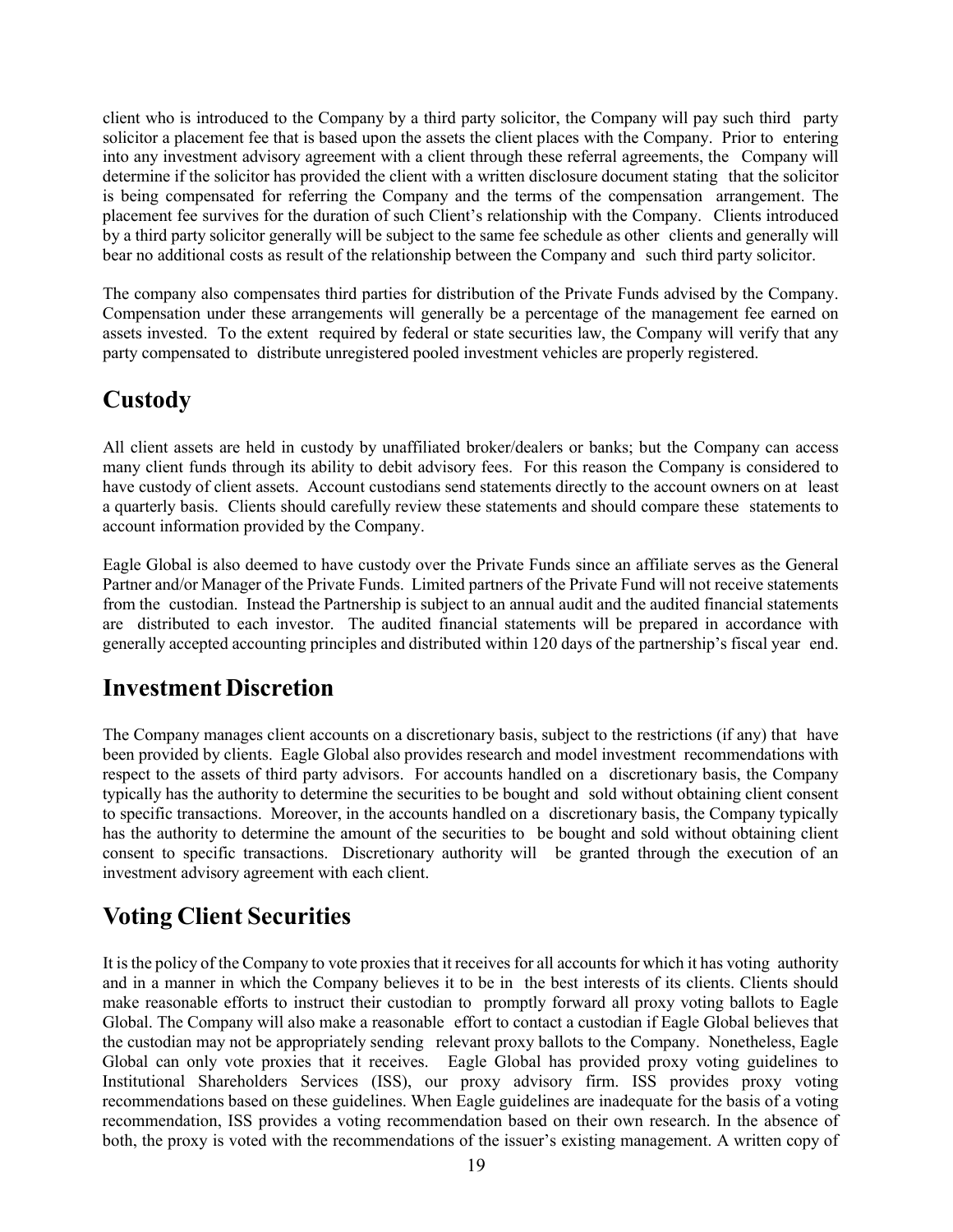client who is introduced to the Company by a third party solicitor, the Company will pay such third party solicitor a placement fee that is based upon the assets the client places with the Company. Prior to entering into any investment advisory agreement with a client through these referral agreements, the Company will determine if the solicitor has provided the client with a written disclosure document stating that the solicitor is being compensated for referring the Company and the terms of the compensation arrangement. The placement fee survives for the duration of such Client's relationship with the Company. Clients introduced by a third party solicitor generally will be subject to the same fee schedule as other clients and generally will bear no additional costs as result of the relationship between the Company and such third party solicitor.

The company also compensates third parties for distribution of the Private Funds advised by the Company. Compensation under these arrangements will generally be a percentage of the management fee earned on assets invested. To the extent required by federal or state securities law, the Company will verify that any party compensated to distribute unregistered pooled investment vehicles are properly registered.

## Custody

All client assets are held in custody by unaffiliated broker/dealers or banks; but the Company can access many client funds through its ability to debit advisory fees. For this reason the Company is considered to have custody of client assets. Account custodians send statements directly to the account owners on at least a quarterly basis. Clients should carefully review these statements and should compare these statements to account information provided by the Company.

Eagle Global is also deemed to have custody over the Private Funds since an affiliate serves as the General Partner and/or Manager of the Private Funds. Limited partners of the Private Fund will not receive statements from the custodian. Instead the Partnership is subject to an annual audit and the audited financial statements are distributed to each investor. The audited financial statements will be prepared in accordance with generally accepted accounting principles and distributed within 120 days of the partnership's fiscal year end.

## Investment Discretion

The Company manages client accounts on a discretionary basis, subject to the restrictions (if any) that have been provided by clients. Eagle Global also provides research and model investment recommendations with respect to the assets of third party advisors. For accounts handled on a discretionary basis, the Company typically has the authority to determine the securities to be bought and sold without obtaining client consent to specific transactions. Moreover, in the accounts handled on a discretionary basis, the Company typically has the authority to determine the amount of the securities to be bought and sold without obtaining client consent to specific transactions. Discretionary authority will be granted through the execution of an investment advisory agreement with each client.

## Voting Client Securities

It is the policy of the Company to vote proxies that it receives for all accounts for which it has voting authority and in a manner in which the Company believes it to be in the best interests of its clients. Clients should make reasonable efforts to instruct their custodian to promptly forward all proxy voting ballots to Eagle Global. The Company will also make a reasonable effort to contact a custodian if Eagle Global believes that the custodian may not be appropriately sending relevant proxy ballots to the Company. Nonetheless, Eagle Global can only vote proxies that it receives. Eagle Global has provided proxy voting guidelines to Institutional Shareholders Services (ISS), our proxy advisory firm. ISS provides proxy voting recommendations based on these guidelines. When Eagle guidelines are inadequate for the basis of a voting recommendation, ISS provides a voting recommendation based on their own research. In the absence of both, the proxy is voted with the recommendations of the issuer's existing management. A written copy of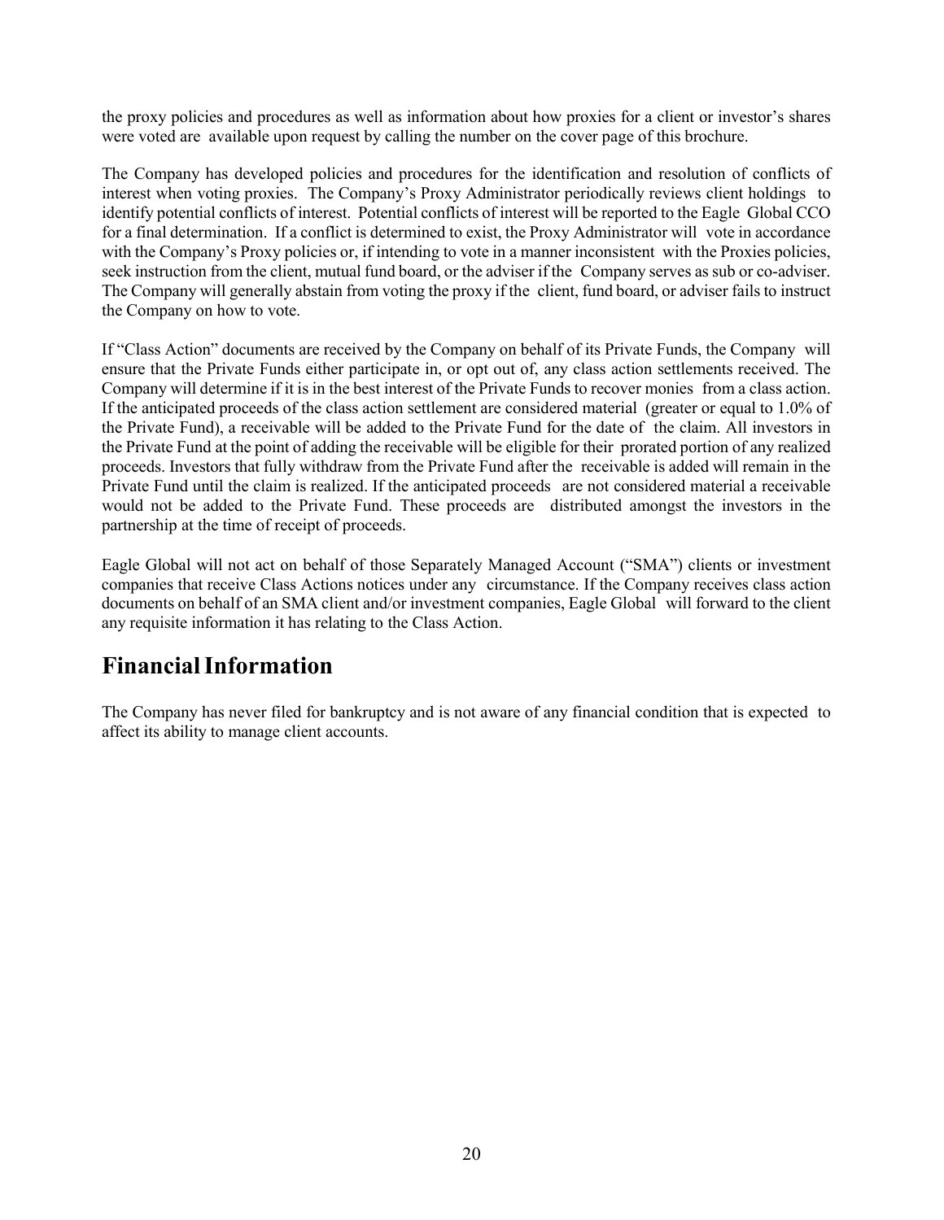the proxy policies and procedures as well as information about how proxies for a client or investor's shares were voted are available upon request by calling the number on the cover page of this brochure.

The Company has developed policies and procedures for the identification and resolution of conflicts of interest when voting proxies. The Company's Proxy Administrator periodically reviews client holdings to identify potential conflicts of interest. Potential conflicts of interest will be reported to the Eagle Global CCO for a final determination. If a conflict is determined to exist, the Proxy Administrator will vote in accordance with the Company's Proxy policies or, if intending to vote in a manner inconsistent with the Proxies policies, seek instruction from the client, mutual fund board, or the adviser if the Company serves as sub or co-adviser. The Company will generally abstain from voting the proxy if the client, fund board, or adviser fails to instruct the Company on how to vote.

If "Class Action" documents are received by the Company on behalf of its Private Funds, the Company will ensure that the Private Funds either participate in, or opt out of, any class action settlements received. The Company will determine if it is in the best interest of the Private Funds to recover monies from a class action. If the anticipated proceeds of the class action settlement are considered material (greater or equal to 1.0% of the Private Fund), a receivable will be added to the Private Fund for the date of the claim. All investors in the Private Fund at the point of adding the receivable will be eligible for their prorated portion of any realized proceeds. Investors that fully withdraw from the Private Fund after the receivable is added will remain in the Private Fund until the claim is realized. If the anticipated proceeds are not considered material a receivable would not be added to the Private Fund. These proceeds are distributed amongst the investors in the partnership at the time of receipt of proceeds.

Eagle Global will not act on behalf of those Separately Managed Account ("SMA") clients or investment companies that receive Class Actions notices under any circumstance. If the Company receives class action documents on behalf of an SMA client and/or investment companies, Eagle Global will forward to the client any requisite information it has relating to the Class Action.

## Financial Information

The Company has never filed for bankruptcy and is not aware of any financial condition that is expected to affect its ability to manage client accounts.